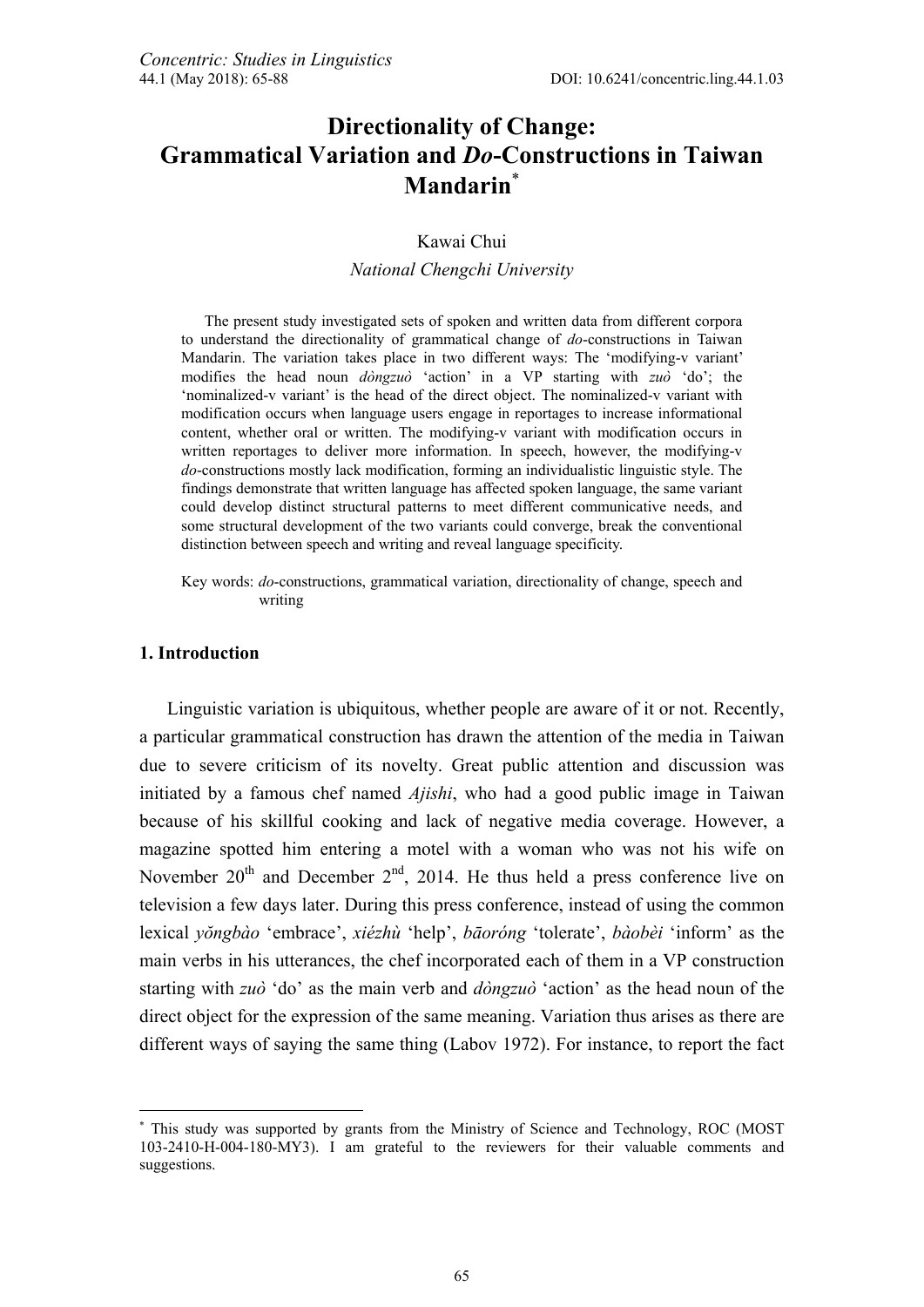# Directionality of Change: Grammatical Variation and *Do*-Constructions in Taiwan Mandarin[*]

Kawai Chui

*National Chengchi University*

The present study investigated sets of spoken and written data from different corpora to understand the directionality of grammatical change of *do*-constructions in Taiwan Mandarin. The variation takes place in two different ways: The 'modifying-v variant' modifies the head noun *dòngzuò* 'action' in a VP starting with *zuò* 'do'; the 'nominalized-v variant' is the head of the direct object. The nominalized-v variant with modification occurs when language users engage in reportages to increase informational content, whether oral or written. The modifying-v variant with modification occurs in written reportages to deliver more information. In speech, however, the modifying-v *do*-constructions mostly lack modification, forming an individualistic linguistic style. The findings demonstrate that written language has affected spoken language, the same variant could develop distinct structural patterns to meet different communicative needs, and some structural development of the two variants could converge, break the conventional distinction between speech and writing and reveal language specificity.

Key words: *do*-constructions, grammatical variation, directionality of change, speech and writing

## 1. Introduction

Linguistic variation is ubiquitous, whether people are aware of it or not. Recently, a particular grammatical construction has drawn the attention of the media in Taiwan due to severe criticism of its novelty. Great public attention and discussion was initiated by a famous chef named *Ajishi*, who had a good public image in Taiwan because of his skillful cooking and lack of negative media coverage. However, a magazine spotted him entering a motel with a woman who was not his wife on November 20th and December 2nd, 2014. He thus held a press conference live on television a few days later. During this press conference, instead of using the common lexical *yǒngbào* 'embrace', *xiézhù* 'help', *bāoróng* 'tolerate', *bàobèi* 'inform' as the main verbs in his utterances, the chef incorporated each of them in a VP construction starting with *zuò* 'do' as the main verb and *dòngzuò* 'action' as the head noun of the direct object for the expression of the same meaning. Variation thus arises as there are different ways of saying the same thing (Labov 1972). For instance, to report the fact

---

[*] This study was supported by grants from the Ministry of Science and Technology, ROC (MOST 103-2410-H-004-180-MY3). I am grateful to the reviewers for their valuable comments and suggestions.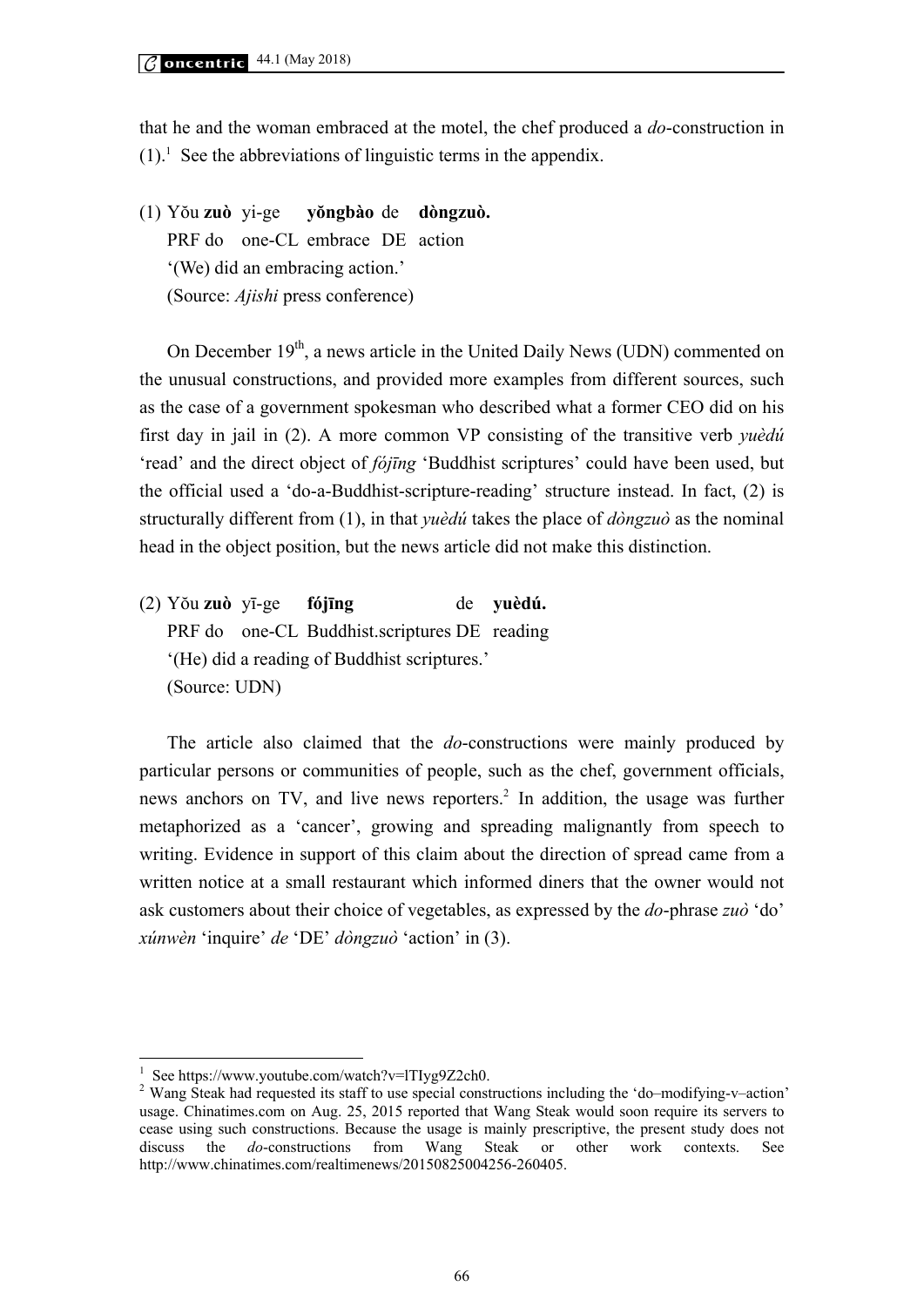that he and the woman embraced at the motel, the chef produced a *do*-construction in (1).[1] See the abbreviations of linguistic terms in the appendix.

(1) Yǒu **zuò** yi-ge **yǒngbào** de **dòngzuò.**
PRF do one-CL embrace DE action
'(We) did an embracing action.'
(Source: *Ajishi* press conference)

On December 19th, a news article in the United Daily News (UDN) commented on the unusual constructions, and provided more examples from different sources, such as the case of a government spokesman who described what a former CEO did on his first day in jail in (2). A more common VP consisting of the transitive verb *yuèdú* 'read' and the direct object of *fójīng* 'Buddhist scriptures' could have been used, but the official used a 'do-a-Buddhist-scripture-reading' structure instead. In fact, (2) is structurally different from (1), in that *yuèdú* takes the place of *dòngzuò* as the nominal head in the object position, but the news article did not make this distinction.

(2) Yǒu **zuò** yī-ge **fójīng** de **yuèdú.**
PRF do one-CL Buddhist.scriptures DE reading
'(He) did a reading of Buddhist scriptures.'
(Source: UDN)

The article also claimed that the *do*-constructions were mainly produced by particular persons or communities of people, such as the chef, government officials, news anchors on TV, and live news reporters.[2] In addition, the usage was further metaphorized as a 'cancer', growing and spreading malignantly from speech to writing. Evidence in support of this claim about the direction of spread came from a written notice at a small restaurant which informed diners that the owner would not ask customers about their choice of vegetables, as expressed by the *do*-phrase *zuò* 'do' *xúnwèn* 'inquire' *de* 'DE' *dòngzuò* 'action' in (3).

---

[1] See https://www.youtube.com/watch?v=lTIyg9Z2ch0.

[2] Wang Steak had requested its staff to use special constructions including the 'do–modifying-v–action' usage. Chinatimes.com on Aug. 25, 2015 reported that Wang Steak would soon require its servers to cease using such constructions. Because the usage is mainly prescriptive, the present study does not discuss the *do*-constructions from Wang Steak or other work contexts. See http://www.chinatimes.com/realtimenews/20150825004256-260405.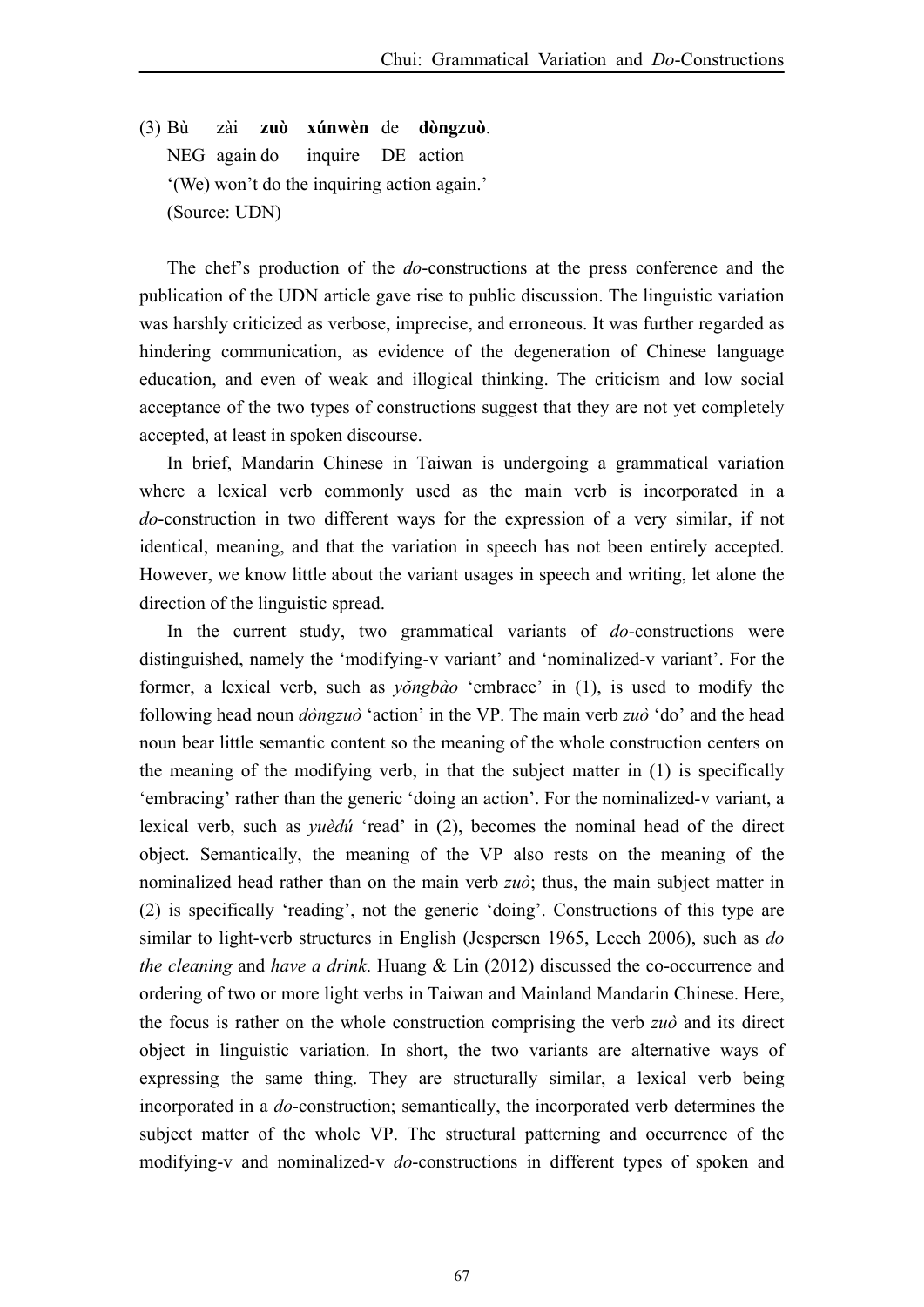(3) Bù zài **zuò xúnwèn** de **dòngzuò**.
NEG again do inquire DE action
'(We) won't do the inquiring action again.'
(Source: UDN)

The chef's production of the *do*-constructions at the press conference and the publication of the UDN article gave rise to public discussion. The linguistic variation was harshly criticized as verbose, imprecise, and erroneous. It was further regarded as hindering communication, as evidence of the degeneration of Chinese language education, and even of weak and illogical thinking. The criticism and low social acceptance of the two types of constructions suggest that they are not yet completely accepted, at least in spoken discourse.

In brief, Mandarin Chinese in Taiwan is undergoing a grammatical variation where a lexical verb commonly used as the main verb is incorporated in a *do*-construction in two different ways for the expression of a very similar, if not identical, meaning, and that the variation in speech has not been entirely accepted. However, we know little about the variant usages in speech and writing, let alone the direction of the linguistic spread.

In the current study, two grammatical variants of *do*-constructions were distinguished, namely the 'modifying-v variant' and 'nominalized-v variant'. For the former, a lexical verb, such as *yǒngbào* 'embrace' in (1), is used to modify the following head noun *dòngzuò* 'action' in the VP. The main verb *zuò* 'do' and the head noun bear little semantic content so the meaning of the whole construction centers on the meaning of the modifying verb, in that the subject matter in (1) is specifically 'embracing' rather than the generic 'doing an action'. For the nominalized-v variant, a lexical verb, such as *yuèdú* 'read' in (2), becomes the nominal head of the direct object. Semantically, the meaning of the VP also rests on the meaning of the nominalized head rather than on the main verb *zuò*; thus, the main subject matter in (2) is specifically 'reading', not the generic 'doing'. Constructions of this type are similar to light-verb structures in English (Jespersen 1965, Leech 2006), such as *do the cleaning* and *have a drink*. Huang & Lin (2012) discussed the co-occurrence and ordering of two or more light verbs in Taiwan and Mainland Mandarin Chinese. Here, the focus is rather on the whole construction comprising the verb *zuò* and its direct object in linguistic variation. In short, the two variants are alternative ways of expressing the same thing. They are structurally similar, a lexical verb being incorporated in a *do*-construction; semantically, the incorporated verb determines the subject matter of the whole VP. The structural patterning and occurrence of the modifying-v and nominalized-v *do*-constructions in different types of spoken and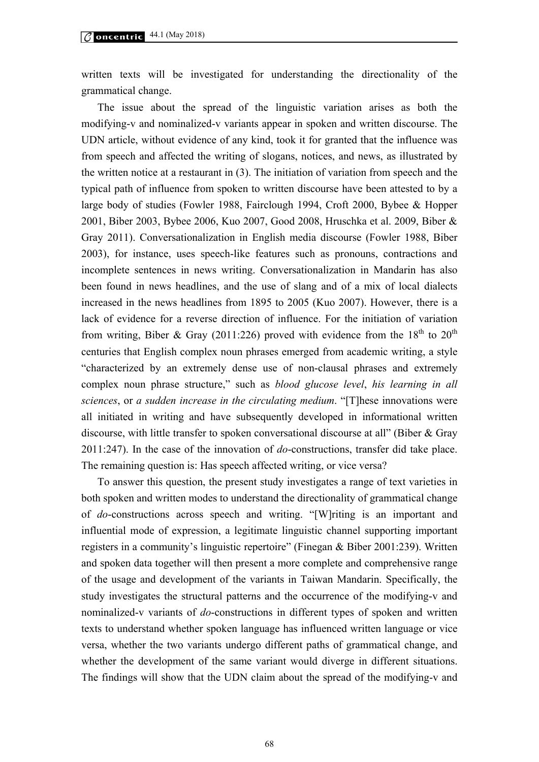written texts will be investigated for understanding the directionality of the grammatical change.

The issue about the spread of the linguistic variation arises as both the modifying-v and nominalized-v variants appear in spoken and written discourse. The UDN article, without evidence of any kind, took it for granted that the influence was from speech and affected the writing of slogans, notices, and news, as illustrated by the written notice at a restaurant in (3). The initiation of variation from speech and the typical path of influence from spoken to written discourse have been attested to by a large body of studies (Fowler 1988, Fairclough 1994, Croft 2000, Bybee & Hopper 2001, Biber 2003, Bybee 2006, Kuo 2007, Good 2008, Hruschka et al. 2009, Biber & Gray 2011). Conversationalization in English media discourse (Fowler 1988, Biber 2003), for instance, uses speech-like features such as pronouns, contractions and incomplete sentences in news writing. Conversationalization in Mandarin has also been found in news headlines, and the use of slang and of a mix of local dialects increased in the news headlines from 1895 to 2005 (Kuo 2007). However, there is a lack of evidence for a reverse direction of influence. For the initiation of variation from writing, Biber & Gray (2011:226) proved with evidence from the 18th to 20th centuries that English complex noun phrases emerged from academic writing, a style "characterized by an extremely dense use of non-clausal phrases and extremely complex noun phrase structure," such as *blood glucose level*, *his learning in all sciences*, or *a sudden increase in the circulating medium*. "[T]hese innovations were all initiated in writing and have subsequently developed in informational written discourse, with little transfer to spoken conversational discourse at all" (Biber & Gray 2011:247). In the case of the innovation of *do*-constructions, transfer did take place. The remaining question is: Has speech affected writing, or vice versa?

To answer this question, the present study investigates a range of text varieties in both spoken and written modes to understand the directionality of grammatical change of *do*-constructions across speech and writing. "[W]riting is an important and influential mode of expression, a legitimate linguistic channel supporting important registers in a community's linguistic repertoire" (Finegan & Biber 2001:239). Written and spoken data together will then present a more complete and comprehensive range of the usage and development of the variants in Taiwan Mandarin. Specifically, the study investigates the structural patterns and the occurrence of the modifying-v and nominalized-v variants of *do*-constructions in different types of spoken and written texts to understand whether spoken language has influenced written language or vice versa, whether the two variants undergo different paths of grammatical change, and whether the development of the same variant would diverge in different situations. The findings will show that the UDN claim about the spread of the modifying-v and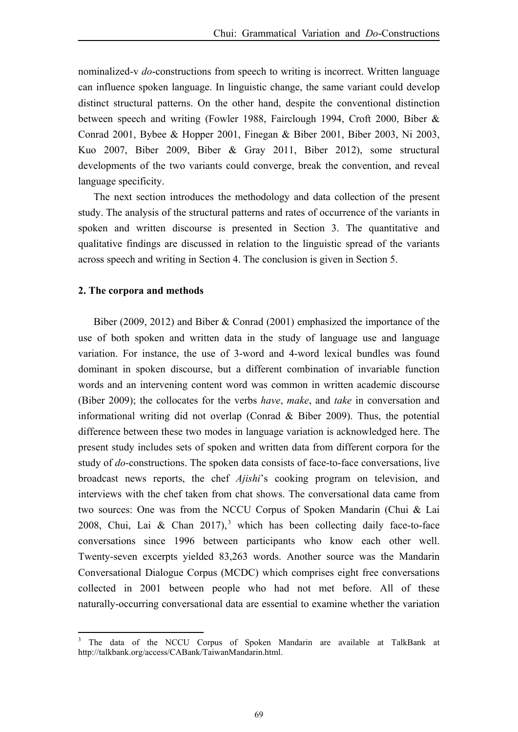nominalized-v *do*-constructions from speech to writing is incorrect. Written language can influence spoken language. In linguistic change, the same variant could develop distinct structural patterns. On the other hand, despite the conventional distinction between speech and writing (Fowler 1988, Fairclough 1994, Croft 2000, Biber & Conrad 2001, Bybee & Hopper 2001, Finegan & Biber 2001, Biber 2003, Ni 2003, Kuo 2007, Biber 2009, Biber & Gray 2011, Biber 2012), some structural developments of the two variants could converge, break the convention, and reveal language specificity.

The next section introduces the methodology and data collection of the present study. The analysis of the structural patterns and rates of occurrence of the variants in spoken and written discourse is presented in Section 3. The quantitative and qualitative findings are discussed in relation to the linguistic spread of the variants across speech and writing in Section 4. The conclusion is given in Section 5.

## 2. The corpora and methods

Biber (2009, 2012) and Biber & Conrad (2001) emphasized the importance of the use of both spoken and written data in the study of language use and language variation. For instance, the use of 3-word and 4-word lexical bundles was found dominant in spoken discourse, but a different combination of invariable function words and an intervening content word was common in written academic discourse (Biber 2009); the collocates for the verbs *have*, *make*, and *take* in conversation and informational writing did not overlap (Conrad & Biber 2009). Thus, the potential difference between these two modes in language variation is acknowledged here. The present study includes sets of spoken and written data from different corpora for the study of *do*-constructions. The spoken data consists of face-to-face conversations, live broadcast news reports, the chef *Ajishi*'s cooking program on television, and interviews with the chef taken from chat shows. The conversational data came from two sources: One was from the NCCU Corpus of Spoken Mandarin (Chui & Lai 2008, Chui, Lai & Chan 2017),[3] which has been collecting daily face-to-face conversations since 1996 between participants who know each other well. Twenty-seven excerpts yielded 83,263 words. Another source was the Mandarin Conversational Dialogue Corpus (MCDC) which comprises eight free conversations collected in 2001 between people who had not met before. All of these naturally-occurring conversational data are essential to examine whether the variation

---

[3] The data of the NCCU Corpus of Spoken Mandarin are available at TalkBank at http://talkbank.org/access/CABank/TaiwanMandarin.html.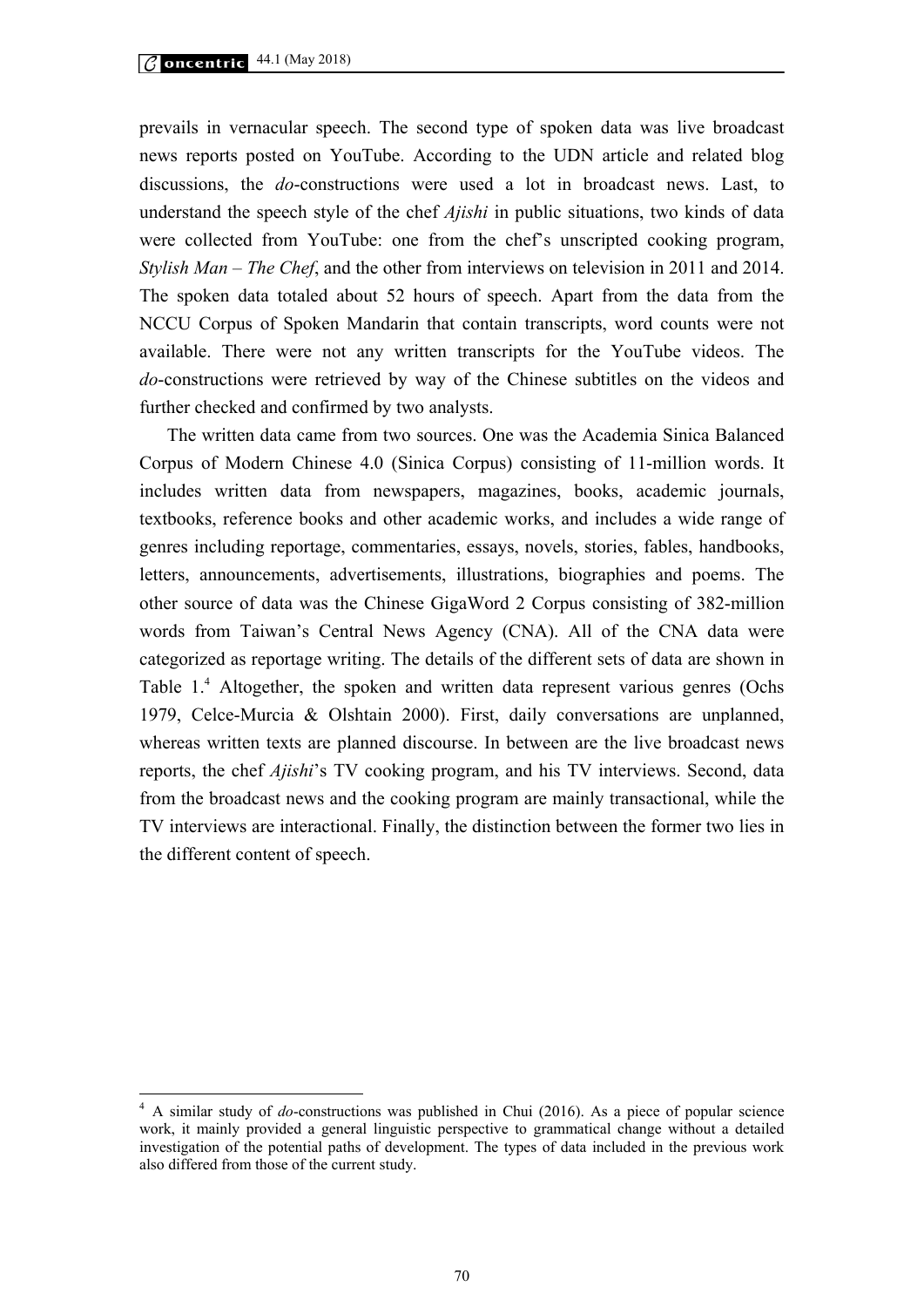prevails in vernacular speech. The second type of spoken data was live broadcast news reports posted on YouTube. According to the UDN article and related blog discussions, the *do*-constructions were used a lot in broadcast news. Last, to understand the speech style of the chef *Ajishi* in public situations, two kinds of data were collected from YouTube: one from the chef's unscripted cooking program, *Stylish Man – The Chef*, and the other from interviews on television in 2011 and 2014. The spoken data totaled about 52 hours of speech. Apart from the data from the NCCU Corpus of Spoken Mandarin that contain transcripts, word counts were not available. There were not any written transcripts for the YouTube videos. The *do*-constructions were retrieved by way of the Chinese subtitles on the videos and further checked and confirmed by two analysts.

The written data came from two sources. One was the Academia Sinica Balanced Corpus of Modern Chinese 4.0 (Sinica Corpus) consisting of 11-million words. It includes written data from newspapers, magazines, books, academic journals, textbooks, reference books and other academic works, and includes a wide range of genres including reportage, commentaries, essays, novels, stories, fables, handbooks, letters, announcements, advertisements, illustrations, biographies and poems. The other source of data was the Chinese GigaWord 2 Corpus consisting of 382-million words from Taiwan's Central News Agency (CNA). All of the CNA data were categorized as reportage writing. The details of the different sets of data are shown in Table 1.[4] Altogether, the spoken and written data represent various genres (Ochs 1979, Celce-Murcia & Olshtain 2000). First, daily conversations are unplanned, whereas written texts are planned discourse. In between are the live broadcast news reports, the chef *Ajishi*'s TV cooking program, and his TV interviews. Second, data from the broadcast news and the cooking program are mainly transactional, while the TV interviews are interactional. Finally, the distinction between the former two lies in the different content of speech.

---

[4] A similar study of *do*-constructions was published in Chui (2016). As a piece of popular science work, it mainly provided a general linguistic perspective to grammatical change without a detailed investigation of the potential paths of development. The types of data included in the previous work also differed from those of the current study.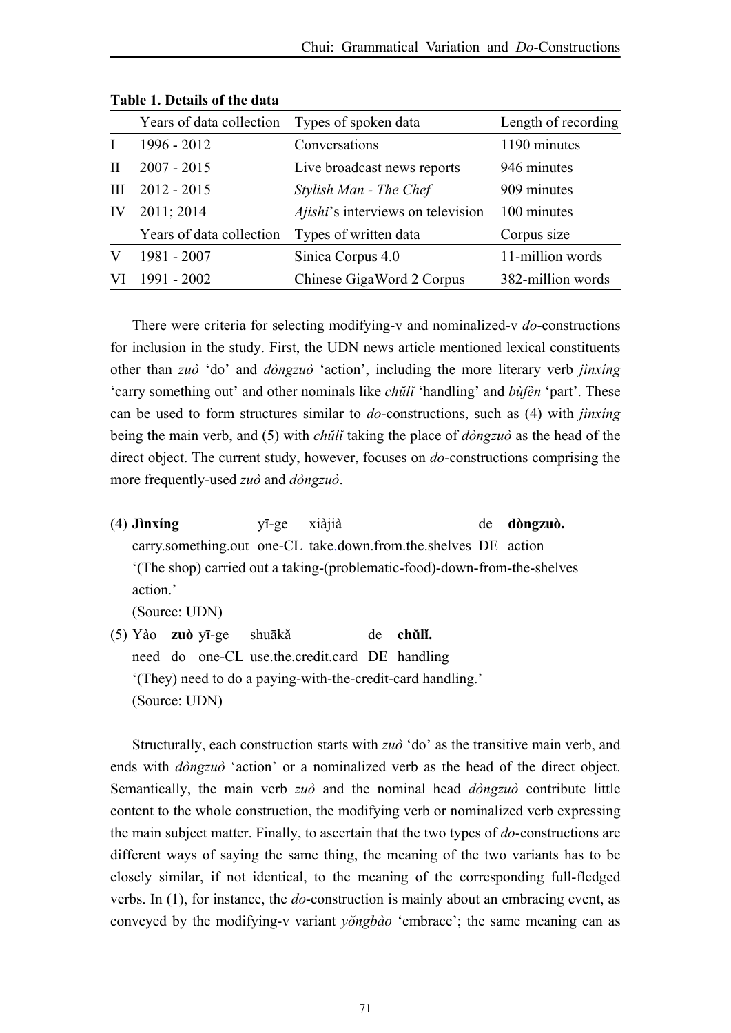**Table 1. Details of the data**

| | Years of data collection | Types of spoken data | Length of recording |
|---|---|---|---|
| I | 1996 - 2012 | Conversations | 1190 minutes |
| II | 2007 - 2015 | Live broadcast news reports | 946 minutes |
| III | 2012 - 2015 | *Stylish Man - The Chef* | 909 minutes |
| IV | 2011; 2014 | *Ajishi*'s interviews on television | 100 minutes |
| | Years of data collection | Types of written data | Corpus size |
| V | 1981 - 2007 | Sinica Corpus 4.0 | 11-million words |
| VI | 1991 - 2002 | Chinese GigaWord 2 Corpus | 382-million words |

There were criteria for selecting modifying-v and nominalized-v *do*-constructions for inclusion in the study. First, the UDN news article mentioned lexical constituents other than *zuò* 'do' and *dòngzuò* 'action', including the more literary verb *jìnxíng* 'carry something out' and other nominals like *chǔlǐ* 'handling' and *bùfèn* 'part'. These can be used to form structures similar to *do*-constructions, such as (4) with *jìnxíng* being the main verb, and (5) with *chǔlǐ* taking the place of *dòngzuò* as the head of the direct object. The current study, however, focuses on *do*-constructions comprising the more frequently-used *zuò* and *dòngzuò*.

(4) **Jìnxíng** yī-ge xiàjià de **dòngzuò.**
carry.something.out one-CL take.down.from.the.shelves DE action
'(The shop) carried out a taking-(problematic-food)-down-from-the-shelves action.'
(Source: UDN)

(5) Yào **zuò** yī-ge shuākǎ de **chǔlǐ.**
need do one-CL use.the.credit.card DE handling
'(They) need to do a paying-with-the-credit-card handling.'
(Source: UDN)

Structurally, each construction starts with *zuò* 'do' as the transitive main verb, and ends with *dòngzuò* 'action' or a nominalized verb as the head of the direct object. Semantically, the main verb *zuò* and the nominal head *dòngzuò* contribute little content to the whole construction, the modifying verb or nominalized verb expressing the main subject matter. Finally, to ascertain that the two types of *do*-constructions are different ways of saying the same thing, the meaning of the two variants has to be closely similar, if not identical, to the meaning of the corresponding full-fledged verbs. In (1), for instance, the *do*-construction is mainly about an embracing event, as conveyed by the modifying-v variant *yǒngbào* 'embrace'; the same meaning can as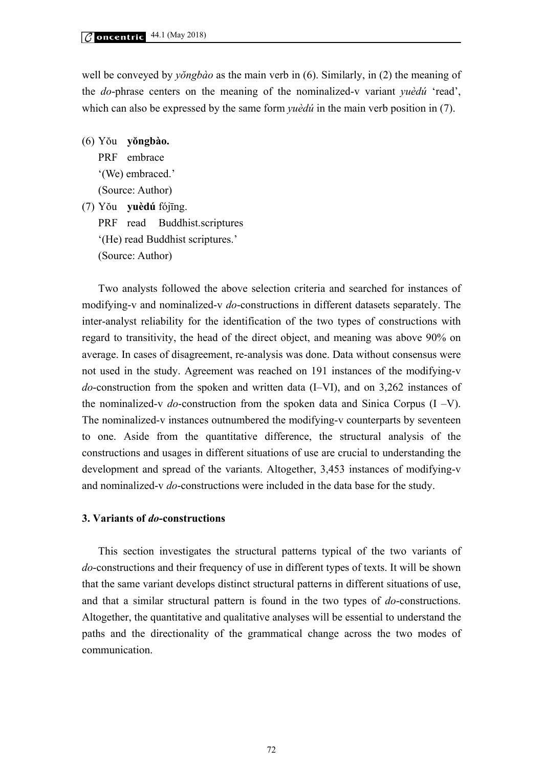well be conveyed by *yǒngbào* as the main verb in (6). Similarly, in (2) the meaning of the *do*-phrase centers on the meaning of the nominalized-v variant *yuèdú* 'read', which can also be expressed by the same form *yuèdú* in the main verb position in (7).

(6) Yǒu **yǒngbào.**
PRF embrace
'(We) embraced.'
(Source: Author)

(7) Yǒu **yuèdú** fójīng.
PRF read Buddhist.scriptures
'(He) read Buddhist scriptures.'
(Source: Author)

Two analysts followed the above selection criteria and searched for instances of modifying-v and nominalized-v *do*-constructions in different datasets separately. The inter-analyst reliability for the identification of the two types of constructions with regard to transitivity, the head of the direct object, and meaning was above 90% on average. In cases of disagreement, re-analysis was done. Data without consensus were not used in the study. Agreement was reached on 191 instances of the modifying-v *do*-construction from the spoken and written data (I–VI), and on 3,262 instances of the nominalized-v *do*-construction from the spoken data and Sinica Corpus (I –V). The nominalized-v instances outnumbered the modifying-v counterparts by seventeen to one. Aside from the quantitative difference, the structural analysis of the constructions and usages in different situations of use are crucial to understanding the development and spread of the variants. Altogether, 3,453 instances of modifying-v and nominalized-v *do*-constructions were included in the data base for the study.

### 3. Variants of *do*-constructions

This section investigates the structural patterns typical of the two variants of *do*-constructions and their frequency of use in different types of texts. It will be shown that the same variant develops distinct structural patterns in different situations of use, and that a similar structural pattern is found in the two types of *do*-constructions. Altogether, the quantitative and qualitative analyses will be essential to understand the paths and the directionality of the grammatical change across the two modes of communication.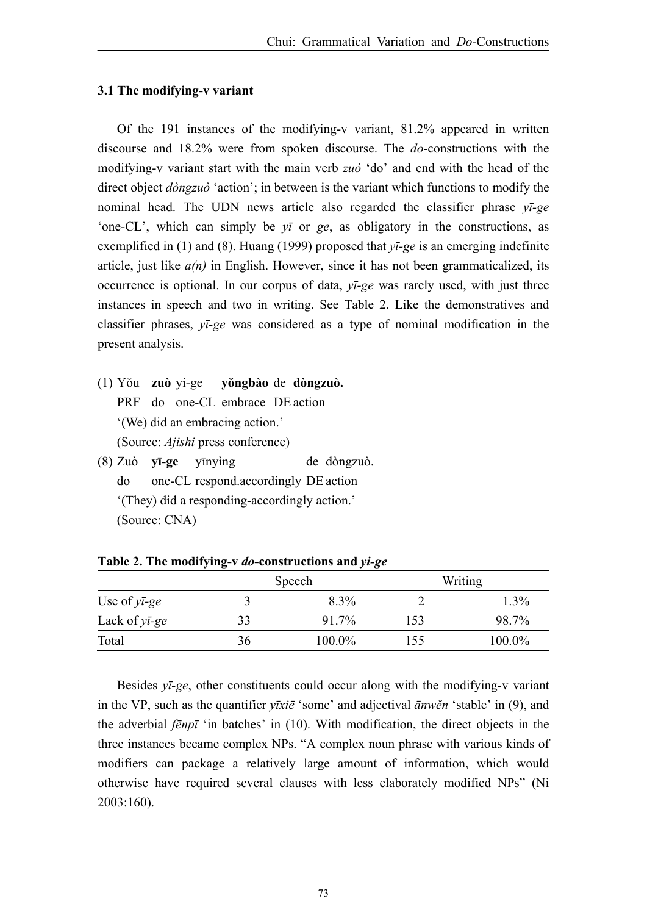### 3.1 The modifying-v variant

Of the 191 instances of the modifying-v variant, 81.2% appeared in written discourse and 18.2% were from spoken discourse. The *do*-constructions with the modifying-v variant start with the main verb *zuò* 'do' and end with the head of the direct object *dòngzuò* 'action'; in between is the variant which functions to modify the nominal head. The UDN news article also regarded the classifier phrase *yī-ge* 'one-CL', which can simply be *yī* or *ge*, as obligatory in the constructions, as exemplified in (1) and (8). Huang (1999) proposed that *yī-ge* is an emerging indefinite article, just like *a(n)* in English. However, since it has not been grammaticalized, its occurrence is optional. In our corpus of data, *yī-ge* was rarely used, with just three instances in speech and two in writing. See Table 2. Like the demonstratives and classifier phrases, *yī-ge* was considered as a type of nominal modification in the present analysis.

(1) Yǒu **zuò** yi-ge **yǒngbào** de **dòngzuò.**
PRF do one-CL embrace DE action
'(We) did an embracing action.'
(Source: *Ajishi* press conference)

(8) Zuò **yī-ge** yīnyìng de dòngzuò.
do one-CL respond.accordingly DE action
'(They) did a responding-accordingly action.'
(Source: CNA)

**Table 2. The modifying-v *do*-constructions and *yi-ge***

| | Speech | | Writing | |
|---|---|---|---|---|
| Use of *yī-ge* | 3 | 8.3% | 2 | 1.3% |
| Lack of *yī-ge* | 33 | 91.7% | 153 | 98.7% |
| Total | 36 | 100.0% | 155 | 100.0% |

Besides *yī-ge*, other constituents could occur along with the modifying-v variant in the VP, such as the quantifier *yīxiē* 'some' and adjectival *ānwěn* 'stable' in (9), and the adverbial *fēnpī* 'in batches' in (10). With modification, the direct objects in the three instances became complex NPs. "A complex noun phrase with various kinds of modifiers can package a relatively large amount of information, which would otherwise have required several clauses with less elaborately modified NPs" (Ni 2003:160).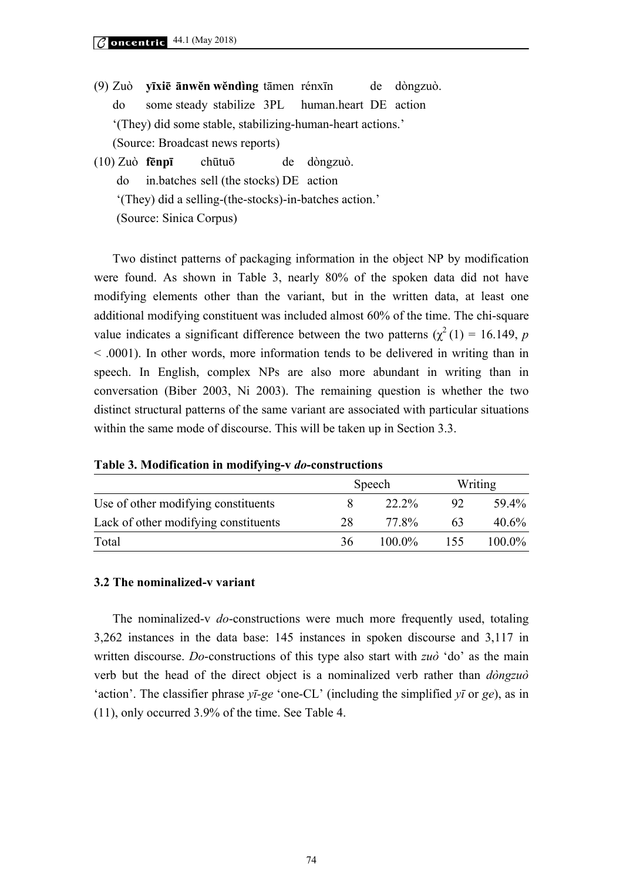(9) Zuò **yīxiē ānwěn wěndìng** tāmen rénxīn de dòngzuò.
do some steady stabilize 3PL human.heart DE action
'(They) did some stable, stabilizing-human-heart actions.'
(Source: Broadcast news reports)

(10) Zuò **fēnpī** chūtuō de dòngzuò.
do in.batches sell (the stocks) DE action
'(They) did a selling-(the-stocks)-in-batches action.'
(Source: Sinica Corpus)

Two distinct patterns of packaging information in the object NP by modification were found. As shown in Table 3, nearly 80% of the spoken data did not have modifying elements other than the variant, but in the written data, at least one additional modifying constituent was included almost 60% of the time. The chi-square value indicates a significant difference between the two patterns ($\chi^2(1) = 16.149$, $p < .0001$). In other words, more information tends to be delivered in writing than in speech. In English, complex NPs are also more abundant in writing than in conversation (Biber 2003, Ni 2003). The remaining question is whether the two distinct structural patterns of the same variant are associated with particular situations within the same mode of discourse. This will be taken up in Section 3.3.

**Table 3. Modification in modifying-v *do*-constructions**

| | Speech | | Writing | |
|---|---|---|---|---|
| Use of other modifying constituents | 8 | 22.2% | 92 | 59.4% |
| Lack of other modifying constituents | 28 | 77.8% | 63 | 40.6% |
| Total | 36 | 100.0% | 155 | 100.0% |

### 3.2 The nominalized-v variant

The nominalized-v *do*-constructions were much more frequently used, totaling 3,262 instances in the data base: 145 instances in spoken discourse and 3,117 in written discourse. *Do*-constructions of this type also start with *zuò* 'do' as the main verb but the head of the direct object is a nominalized verb rather than *dòngzuò* 'action'. The classifier phrase *yī-ge* 'one-CL' (including the simplified *yī* or *ge*), as in (11), only occurred 3.9% of the time. See Table 4.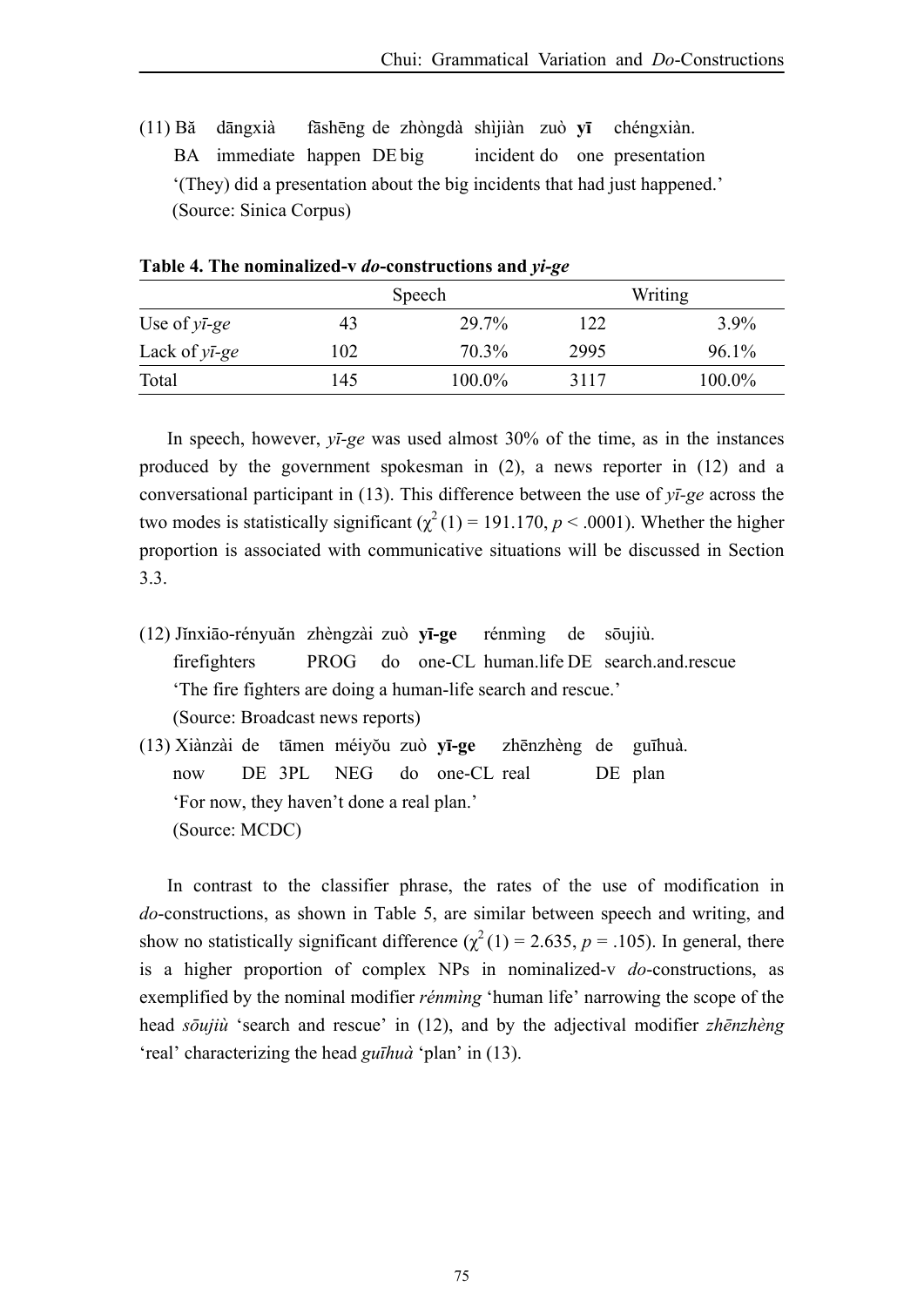(11) Bǎ  dāngxià  fāshēng de zhòngdà shìjiàn zuò **yī** chéngxiàn.
BA immediate happen DE big incident do one presentation
'(They) did a presentation about the big incidents that had just happened.'
(Source: Sinica Corpus)

**Table 4. The nominalized-v *do*-constructions and *yi-ge***

| | Speech | | Writing | |
|---|---|---|---|---|
| Use of *yī-ge* | 43 | 29.7% | 122 | 3.9% |
| Lack of *yī-ge* | 102 | 70.3% | 2995 | 96.1% |
| Total | 145 | 100.0% | 3117 | 100.0% |

In speech, however, *yī-ge* was used almost 30% of the time, as in the instances produced by the government spokesman in (2), a news reporter in (12) and a conversational participant in (13). This difference between the use of *yī-ge* across the two modes is statistically significant ($\chi^2(1) = 191.170$, $p < .0001$). Whether the higher proportion is associated with communicative situations will be discussed in Section 3.3.

(12) Jǐnxiāo-rényuǎn zhèngzài zuò **yī-ge** rénmìng de sōujiù.
firefighters PROG do one-CL human.life DE search.and.rescue
'The fire fighters are doing a human-life search and rescue.'
(Source: Broadcast news reports)

(13) Xiànzài de tāmen méiyǒu zuò **yī-ge** zhēnzhèng de guīhuà.
now DE 3PL NEG do one-CL real DE plan
'For now, they haven't done a real plan.'
(Source: MCDC)

In contrast to the classifier phrase, the rates of the use of modification in *do*-constructions, as shown in Table 5, are similar between speech and writing, and show no statistically significant difference ($\chi^2(1) = 2.635$, $p = .105$). In general, there is a higher proportion of complex NPs in nominalized-v *do*-constructions, as exemplified by the nominal modifier *rénmìng* 'human life' narrowing the scope of the head *sōujiù* 'search and rescue' in (12), and by the adjectival modifier *zhēnzhèng* 'real' characterizing the head *guīhuà* 'plan' in (13).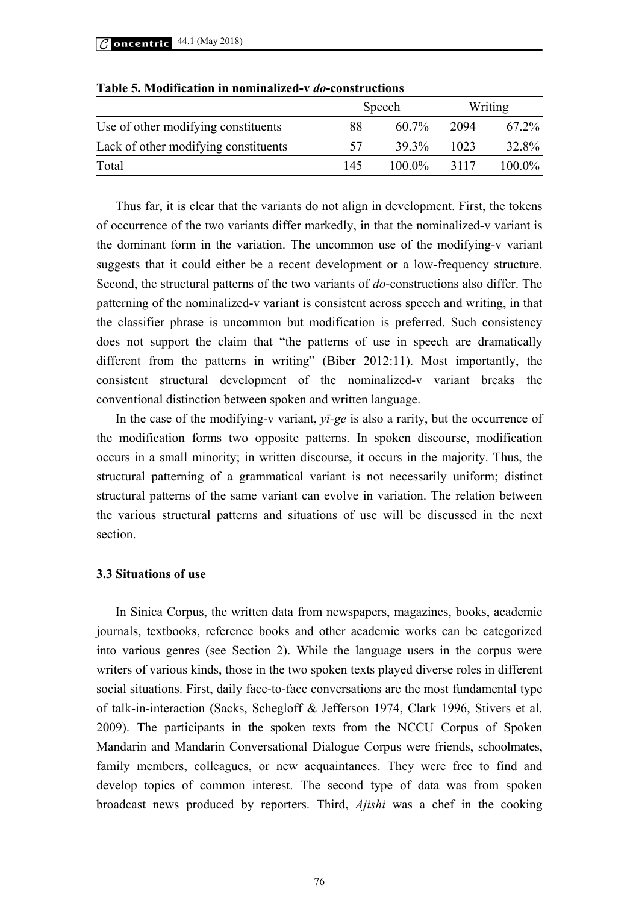**Table 5. Modification in nominalized-v *do*-constructions**

| | Speech | | Writing | |
|---|---|---|---|---|
| Use of other modifying constituents | 88 | 60.7% | 2094 | 67.2% |
| Lack of other modifying constituents | 57 | 39.3% | 1023 | 32.8% |
| Total | 145 | 100.0% | 3117 | 100.0% |

Thus far, it is clear that the variants do not align in development. First, the tokens of occurrence of the two variants differ markedly, in that the nominalized-v variant is the dominant form in the variation. The uncommon use of the modifying-v variant suggests that it could either be a recent development or a low-frequency structure. Second, the structural patterns of the two variants of *do*-constructions also differ. The patterning of the nominalized-v variant is consistent across speech and writing, in that the classifier phrase is uncommon but modification is preferred. Such consistency does not support the claim that "the patterns of use in speech are dramatically different from the patterns in writing" (Biber 2012:11). Most importantly, the consistent structural development of the nominalized-v variant breaks the conventional distinction between spoken and written language.

In the case of the modifying-v variant, *yī-ge* is also a rarity, but the occurrence of the modification forms two opposite patterns. In spoken discourse, modification occurs in a small minority; in written discourse, it occurs in the majority. Thus, the structural patterning of a grammatical variant is not necessarily uniform; distinct structural patterns of the same variant can evolve in variation. The relation between the various structural patterns and situations of use will be discussed in the next section.

### 3.3 Situations of use

In Sinica Corpus, the written data from newspapers, magazines, books, academic journals, textbooks, reference books and other academic works can be categorized into various genres (see Section 2). While the language users in the corpus were writers of various kinds, those in the two spoken texts played diverse roles in different social situations. First, daily face-to-face conversations are the most fundamental type of talk-in-interaction (Sacks, Schegloff & Jefferson 1974, Clark 1996, Stivers et al. 2009). The participants in the spoken texts from the NCCU Corpus of Spoken Mandarin and Mandarin Conversational Dialogue Corpus were friends, schoolmates, family members, colleagues, or new acquaintances. They were free to find and develop topics of common interest. The second type of data was from spoken broadcast news produced by reporters. Third, *Ajishi* was a chef in the cooking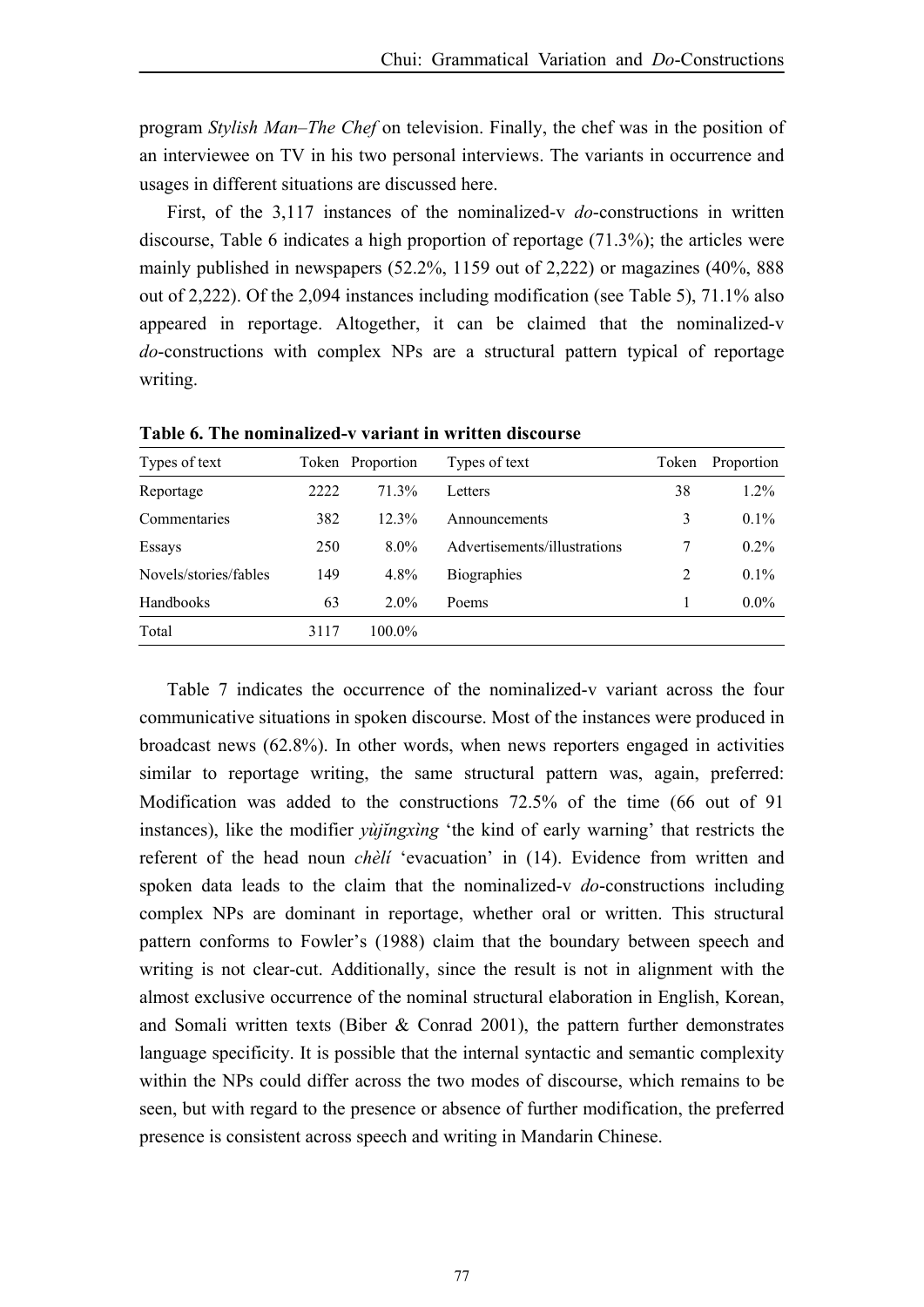program *Stylish Man–The Chef* on television. Finally, the chef was in the position of an interviewee on TV in his two personal interviews. The variants in occurrence and usages in different situations are discussed here.

First, of the 3,117 instances of the nominalized-v *do*-constructions in written discourse, Table 6 indicates a high proportion of reportage (71.3%); the articles were mainly published in newspapers (52.2%, 1159 out of 2,222) or magazines (40%, 888 out of 2,222). Of the 2,094 instances including modification (see Table 5), 71.1% also appeared in reportage. Altogether, it can be claimed that the nominalized-v *do*-constructions with complex NPs are a structural pattern typical of reportage writing.

**Table 6. The nominalized-v variant in written discourse**

| Types of text | Token | Proportion | Types of text | Token | Proportion |
|---|---|---|---|---|---|
| Reportage | 2222 | 71.3% | Letters | 38 | 1.2% |
| Commentaries | 382 | 12.3% | Announcements | 3 | 0.1% |
| Essays | 250 | 8.0% | Advertisements/illustrations | 7 | 0.2% |
| Novels/stories/fables | 149 | 4.8% | Biographies | 2 | 0.1% |
| Handbooks | 63 | 2.0% | Poems | 1 | 0.0% |
| Total | 3117 | 100.0% | | | |

Table 7 indicates the occurrence of the nominalized-v variant across the four communicative situations in spoken discourse. Most of the instances were produced in broadcast news (62.8%). In other words, when news reporters engaged in activities similar to reportage writing, the same structural pattern was, again, preferred: Modification was added to the constructions 72.5% of the time (66 out of 91 instances), like the modifier *yùjǐngxìng* 'the kind of early warning' that restricts the referent of the head noun *chèlí* 'evacuation' in (14). Evidence from written and spoken data leads to the claim that the nominalized-v *do*-constructions including complex NPs are dominant in reportage, whether oral or written. This structural pattern conforms to Fowler's (1988) claim that the boundary between speech and writing is not clear-cut. Additionally, since the result is not in alignment with the almost exclusive occurrence of the nominal structural elaboration in English, Korean, and Somali written texts (Biber & Conrad 2001), the pattern further demonstrates language specificity. It is possible that the internal syntactic and semantic complexity within the NPs could differ across the two modes of discourse, which remains to be seen, but with regard to the presence or absence of further modification, the preferred presence is consistent across speech and writing in Mandarin Chinese.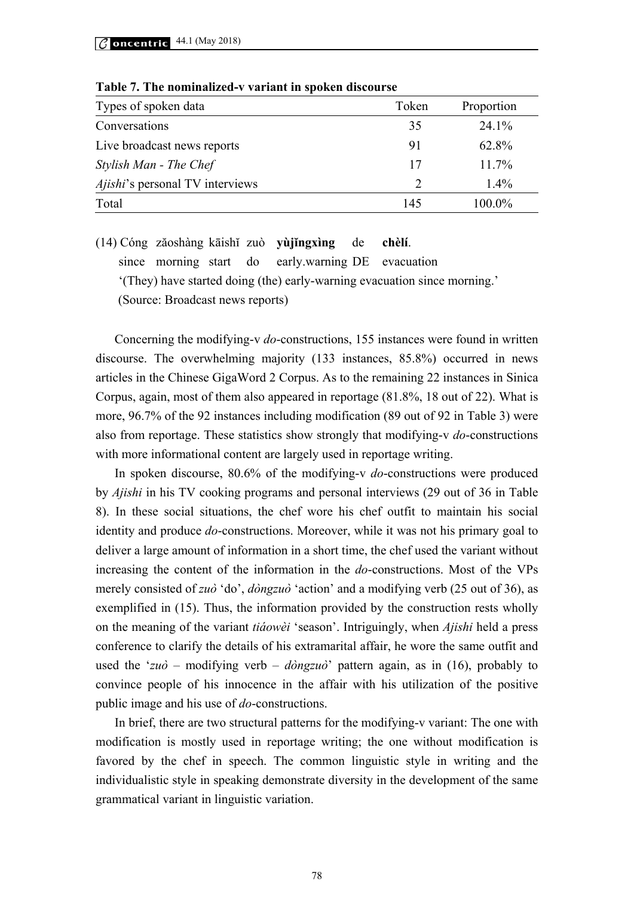**Table 7. The nominalized-v variant in spoken discourse**

| Types of spoken data | Token | Proportion |
|---|---|---|
| Conversations | 35 | 24.1% |
| Live broadcast news reports | 91 | 62.8% |
| *Stylish Man - The Chef* | 17 | 11.7% |
| *Ajishi*'s personal TV interviews | 2 | 1.4% |
| Total | 145 | 100.0% |

(14) Cóng zǎoshàng kāishǐ zuò **yùjǐngxìng** de **chèlí**.
since morning start do early.warning DE evacuation
'(They) have started doing (the) early-warning evacuation since morning.'
(Source: Broadcast news reports)

Concerning the modifying-v *do*-constructions, 155 instances were found in written discourse. The overwhelming majority (133 instances, 85.8%) occurred in news articles in the Chinese GigaWord 2 Corpus. As to the remaining 22 instances in Sinica Corpus, again, most of them also appeared in reportage (81.8%, 18 out of 22). What is more, 96.7% of the 92 instances including modification (89 out of 92 in Table 3) were also from reportage. These statistics show strongly that modifying-v *do*-constructions with more informational content are largely used in reportage writing.

In spoken discourse, 80.6% of the modifying-v *do*-constructions were produced by *Ajishi* in his TV cooking programs and personal interviews (29 out of 36 in Table 8). In these social situations, the chef wore his chef outfit to maintain his social identity and produce *do*-constructions. Moreover, while it was not his primary goal to deliver a large amount of information in a short time, the chef used the variant without increasing the content of the information in the *do*-constructions. Most of the VPs merely consisted of *zuò* 'do', *dòngzuò* 'action' and a modifying verb (25 out of 36), as exemplified in (15). Thus, the information provided by the construction rests wholly on the meaning of the variant *tiáowèi* 'season'. Intriguingly, when *Ajishi* held a press conference to clarify the details of his extramarital affair, he wore the same outfit and used the '*zuò* – modifying verb – *dòngzuò*' pattern again, as in (16), probably to convince people of his innocence in the affair with his utilization of the positive public image and his use of *do*-constructions.

In brief, there are two structural patterns for the modifying-v variant: The one with modification is mostly used in reportage writing; the one without modification is favored by the chef in speech. The common linguistic style in writing and the individualistic style in speaking demonstrate diversity in the development of the same grammatical variant in linguistic variation.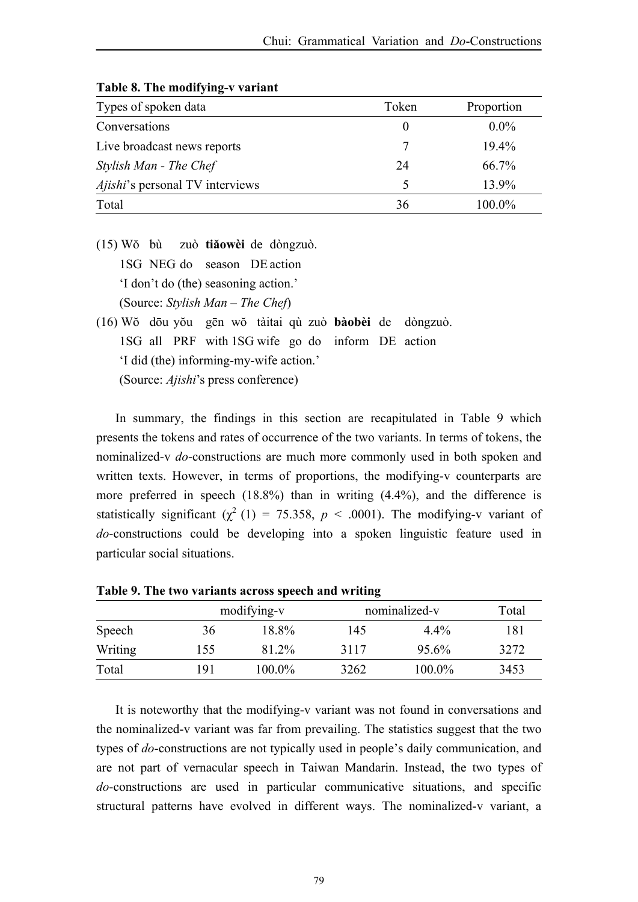**Table 8. The modifying-v variant**

| Types of spoken data | Token | Proportion |
|---|---|---|
| Conversations | 0 | 0.0% |
| Live broadcast news reports | 7 | 19.4% |
| *Stylish Man - The Chef* | 24 | 66.7% |
| *Ajishi*'s personal TV interviews | 5 | 13.9% |
| Total | 36 | 100.0% |

(15) Wǒ bù zuò **tiǎowèi** de dòngzuò.
1SG NEG do season DE action
'I don't do (the) seasoning action.'
(Source: *Stylish Man – The Chef*)

(16) Wǒ dōu yǒu gēn wǒ tàitai qù zuò **bàobèi** de dòngzuò.
1SG all PRF with 1SG wife go do inform DE action
'I did (the) informing-my-wife action.'
(Source: *Ajishi*'s press conference)

In summary, the findings in this section are recapitulated in Table 9 which presents the tokens and rates of occurrence of the two variants. In terms of tokens, the nominalized-v *do*-constructions are much more commonly used in both spoken and written texts. However, in terms of proportions, the modifying-v counterparts are more preferred in speech (18.8%) than in writing (4.4%), and the difference is statistically significant ($\chi^2$ (1) = 75.358, $p$ < .0001). The modifying-v variant of *do*-constructions could be developing into a spoken linguistic feature used in particular social situations.

**Table 9. The two variants across speech and writing**

| | modifying-v | | nominalized-v | | Total |
|---|---|---|---|---|---|
| Speech | 36 | 18.8% | 145 | 4.4% | 181 |
| Writing | 155 | 81.2% | 3117 | 95.6% | 3272 |
| Total | 191 | 100.0% | 3262 | 100.0% | 3453 |

It is noteworthy that the modifying-v variant was not found in conversations and the nominalized-v variant was far from prevailing. The statistics suggest that the two types of *do*-constructions are not typically used in people's daily communication, and are not part of vernacular speech in Taiwan Mandarin. Instead, the two types of *do*-constructions are used in particular communicative situations, and specific structural patterns have evolved in different ways. The nominalized-v variant, a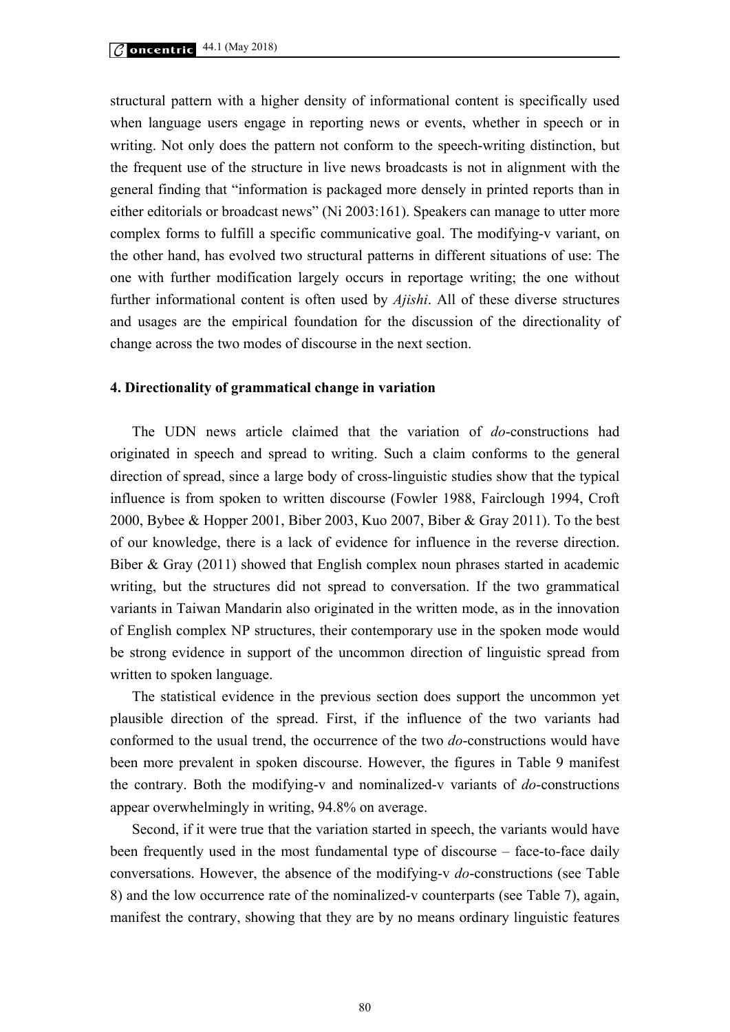structural pattern with a higher density of informational content is specifically used when language users engage in reporting news or events, whether in speech or in writing. Not only does the pattern not conform to the speech-writing distinction, but the frequent use of the structure in live news broadcasts is not in alignment with the general finding that "information is packaged more densely in printed reports than in either editorials or broadcast news" (Ni 2003:161). Speakers can manage to utter more complex forms to fulfill a specific communicative goal. The modifying-v variant, on the other hand, has evolved two structural patterns in different situations of use: The one with further modification largely occurs in reportage writing; the one without further informational content is often used by *Ajishi*. All of these diverse structures and usages are the empirical foundation for the discussion of the directionality of change across the two modes of discourse in the next section.

### 4. Directionality of grammatical change in variation

The UDN news article claimed that the variation of *do*-constructions had originated in speech and spread to writing. Such a claim conforms to the general direction of spread, since a large body of cross-linguistic studies show that the typical influence is from spoken to written discourse (Fowler 1988, Fairclough 1994, Croft 2000, Bybee & Hopper 2001, Biber 2003, Kuo 2007, Biber & Gray 2011). To the best of our knowledge, there is a lack of evidence for influence in the reverse direction. Biber & Gray (2011) showed that English complex noun phrases started in academic writing, but the structures did not spread to conversation. If the two grammatical variants in Taiwan Mandarin also originated in the written mode, as in the innovation of English complex NP structures, their contemporary use in the spoken mode would be strong evidence in support of the uncommon direction of linguistic spread from written to spoken language.

The statistical evidence in the previous section does support the uncommon yet plausible direction of the spread. First, if the influence of the two variants had conformed to the usual trend, the occurrence of the two *do*-constructions would have been more prevalent in spoken discourse. However, the figures in Table 9 manifest the contrary. Both the modifying-v and nominalized-v variants of *do*-constructions appear overwhelmingly in writing, 94.8% on average.

Second, if it were true that the variation started in speech, the variants would have been frequently used in the most fundamental type of discourse – face-to-face daily conversations. However, the absence of the modifying-v *do*-constructions (see Table 8) and the low occurrence rate of the nominalized-v counterparts (see Table 7), again, manifest the contrary, showing that they are by no means ordinary linguistic features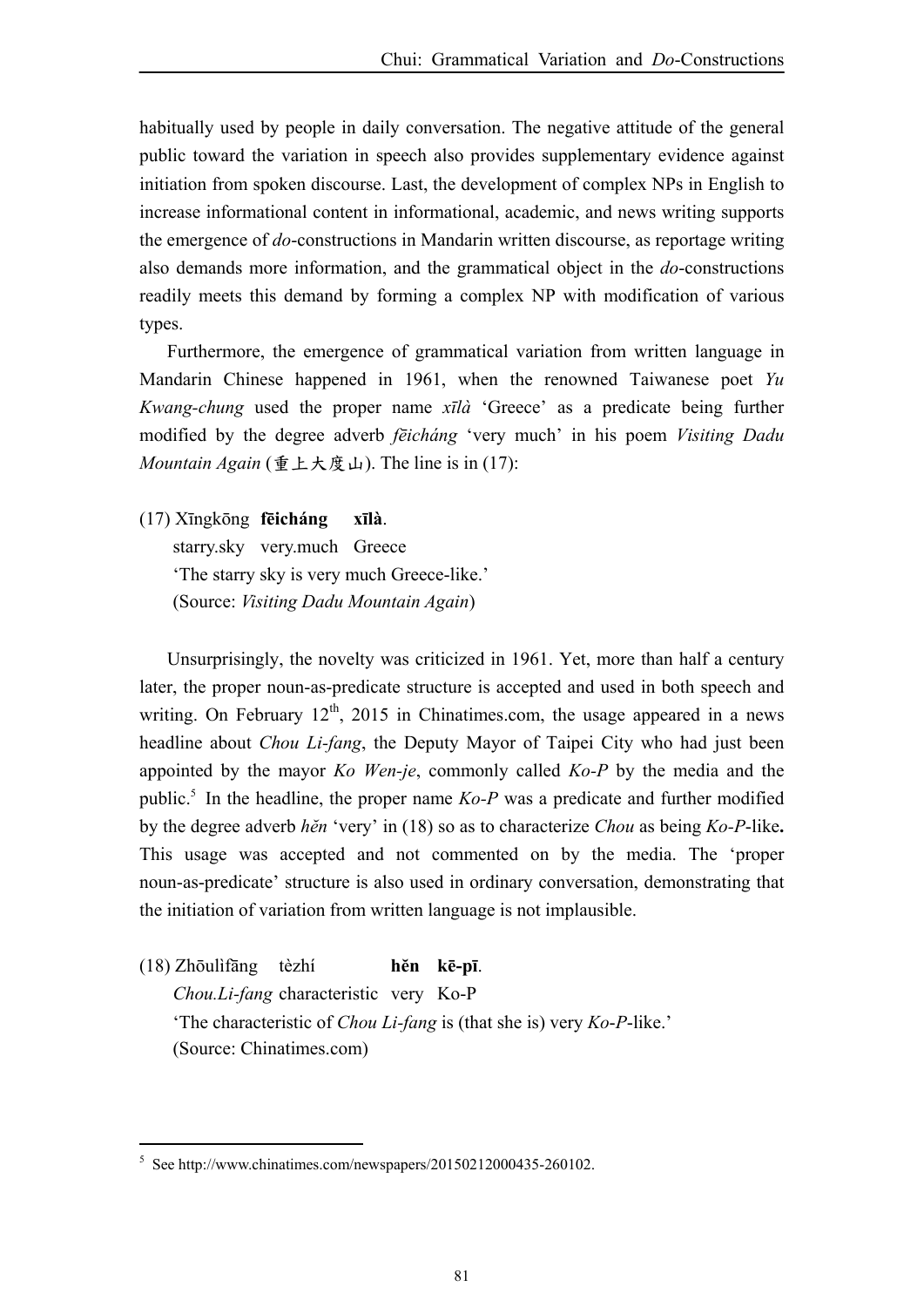habitually used by people in daily conversation. The negative attitude of the general public toward the variation in speech also provides supplementary evidence against initiation from spoken discourse. Last, the development of complex NPs in English to increase informational content in informational, academic, and news writing supports the emergence of *do*-constructions in Mandarin written discourse, as reportage writing also demands more information, and the grammatical object in the *do*-constructions readily meets this demand by forming a complex NP with modification of various types.

Furthermore, the emergence of grammatical variation from written language in Mandarin Chinese happened in 1961, when the renowned Taiwanese poet *Yu Kwang-chung* used the proper name *xīlà* 'Greece' as a predicate being further modified by the degree adverb *fēicháng* 'very much' in his poem *Visiting Dadu Mountain Again* (重上大度山). The line is in (17):

(17) Xīngkōng **fēicháng** **xīlà**.
  starry.sky very.much Greece
  'The starry sky is very much Greece-like.'
  (Source: *Visiting Dadu Mountain Again*)

Unsurprisingly, the novelty was criticized in 1961. Yet, more than half a century later, the proper noun-as-predicate structure is accepted and used in both speech and writing. On February 12th, 2015 in Chinatimes.com, the usage appeared in a news headline about *Chou Li-fang*, the Deputy Mayor of Taipei City who had just been appointed by the mayor *Ko Wen-je*, commonly called *Ko-P* by the media and the public.[5] In the headline, the proper name *Ko-P* was a predicate and further modified by the degree adverb *hěn* 'very' in (18) so as to characterize *Chou* as being *Ko-P*-like**.** This usage was accepted and not commented on by the media. The 'proper noun-as-predicate' structure is also used in ordinary conversation, demonstrating that the initiation of variation from written language is not implausible.

(18) Zhōulìfāng tèzhí **hěn** **kē-pī**.
  *Chou.Li-fang* characteristic very Ko-P
  'The characteristic of *Chou Li-fang* is (that she is) very *Ko-P*-like.'
  (Source: Chinatimes.com)

---

[5] See http://www.chinatimes.com/newspapers/20150212000435-260102.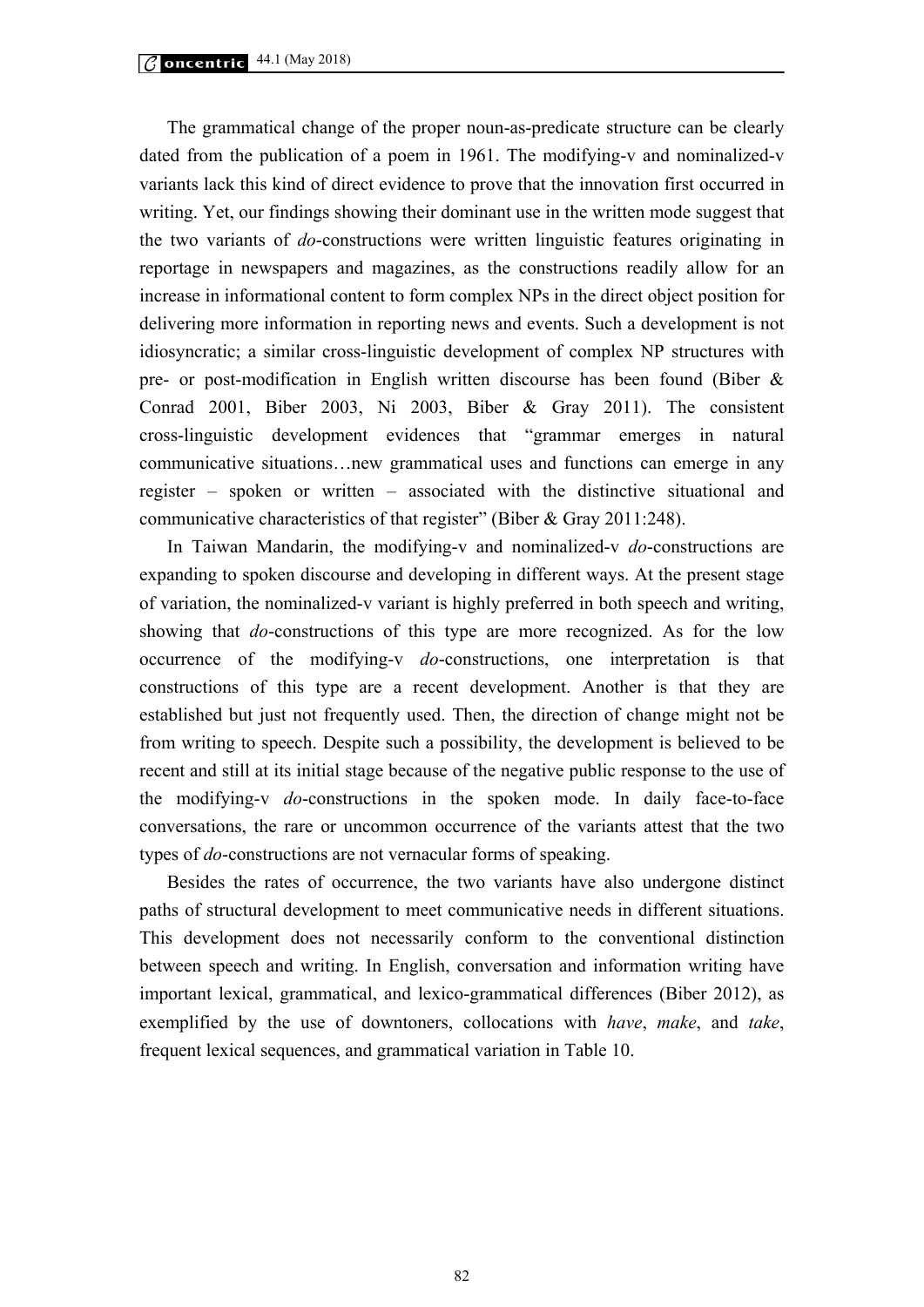The grammatical change of the proper noun-as-predicate structure can be clearly dated from the publication of a poem in 1961. The modifying-v and nominalized-v variants lack this kind of direct evidence to prove that the innovation first occurred in writing. Yet, our findings showing their dominant use in the written mode suggest that the two variants of *do*-constructions were written linguistic features originating in reportage in newspapers and magazines, as the constructions readily allow for an increase in informational content to form complex NPs in the direct object position for delivering more information in reporting news and events. Such a development is not idiosyncratic; a similar cross-linguistic development of complex NP structures with pre- or post-modification in English written discourse has been found (Biber & Conrad 2001, Biber 2003, Ni 2003, Biber & Gray 2011). The consistent cross-linguistic development evidences that "grammar emerges in natural communicative situations…new grammatical uses and functions can emerge in any register – spoken or written – associated with the distinctive situational and communicative characteristics of that register" (Biber & Gray 2011:248).

In Taiwan Mandarin, the modifying-v and nominalized-v *do*-constructions are expanding to spoken discourse and developing in different ways. At the present stage of variation, the nominalized-v variant is highly preferred in both speech and writing, showing that *do*-constructions of this type are more recognized. As for the low occurrence of the modifying-v *do*-constructions, one interpretation is that constructions of this type are a recent development. Another is that they are established but just not frequently used. Then, the direction of change might not be from writing to speech. Despite such a possibility, the development is believed to be recent and still at its initial stage because of the negative public response to the use of the modifying-v *do*-constructions in the spoken mode. In daily face-to-face conversations, the rare or uncommon occurrence of the variants attest that the two types of *do*-constructions are not vernacular forms of speaking.

Besides the rates of occurrence, the two variants have also undergone distinct paths of structural development to meet communicative needs in different situations. This development does not necessarily conform to the conventional distinction between speech and writing. In English, conversation and information writing have important lexical, grammatical, and lexico-grammatical differences (Biber 2012), as exemplified by the use of downtoners, collocations with *have*, *make*, and *take*, frequent lexical sequences, and grammatical variation in Table 10.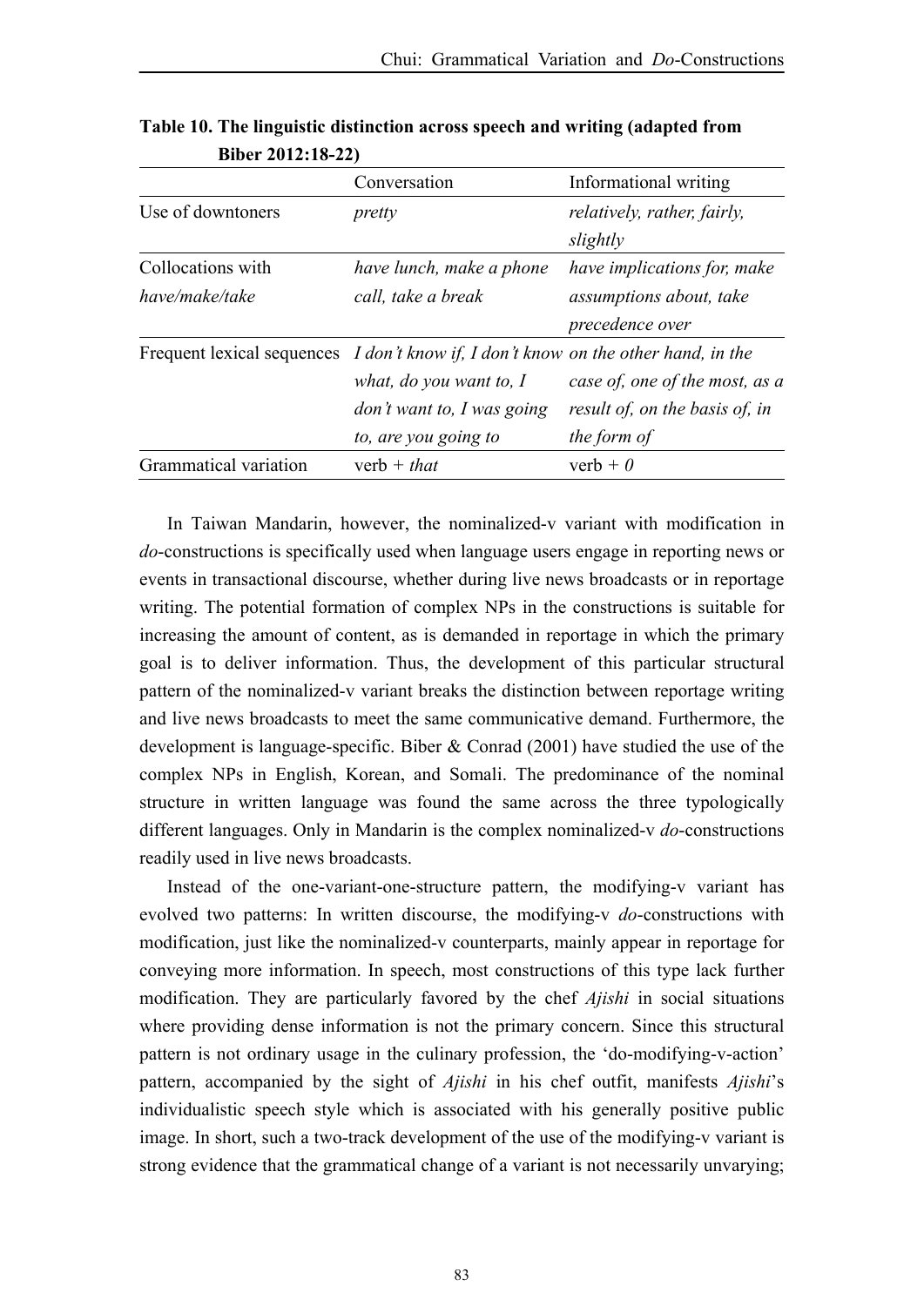**Table 10. The linguistic distinction across speech and writing (adapted from Biber 2012:18-22)**

| | Conversation | Informational writing |
|---|---|---|
| Use of downtoners | *pretty* | *relatively, rather, fairly, slightly* |
| Collocations with *have/make/take* | *have lunch, make a phone call, take a break* | *have implications for, make assumptions about, take precedence over* |
| Frequent lexical sequences | *I don't know if, I don't know what, do you want to, I don't want to, I was going to, are you going to* | *on the other hand, in the case of, one of the most, as a result of, on the basis of, in the form of* |
| Grammatical variation | verb + *that* | verb + *0* |

In Taiwan Mandarin, however, the nominalized-v variant with modification in *do*-constructions is specifically used when language users engage in reporting news or events in transactional discourse, whether during live news broadcasts or in reportage writing. The potential formation of complex NPs in the constructions is suitable for increasing the amount of content, as is demanded in reportage in which the primary goal is to deliver information. Thus, the development of this particular structural pattern of the nominalized-v variant breaks the distinction between reportage writing and live news broadcasts to meet the same communicative demand. Furthermore, the development is language-specific. Biber & Conrad (2001) have studied the use of the complex NPs in English, Korean, and Somali. The predominance of the nominal structure in written language was found the same across the three typologically different languages. Only in Mandarin is the complex nominalized-v *do*-constructions readily used in live news broadcasts.

Instead of the one-variant-one-structure pattern, the modifying-v variant has evolved two patterns: In written discourse, the modifying-v *do*-constructions with modification, just like the nominalized-v counterparts, mainly appear in reportage for conveying more information. In speech, most constructions of this type lack further modification. They are particularly favored by the chef *Ajishi* in social situations where providing dense information is not the primary concern. Since this structural pattern is not ordinary usage in the culinary profession, the 'do-modifying-v-action' pattern, accompanied by the sight of *Ajishi* in his chef outfit, manifests *Ajishi*'s individualistic speech style which is associated with his generally positive public image. In short, such a two-track development of the use of the modifying-v variant is strong evidence that the grammatical change of a variant is not necessarily unvarying;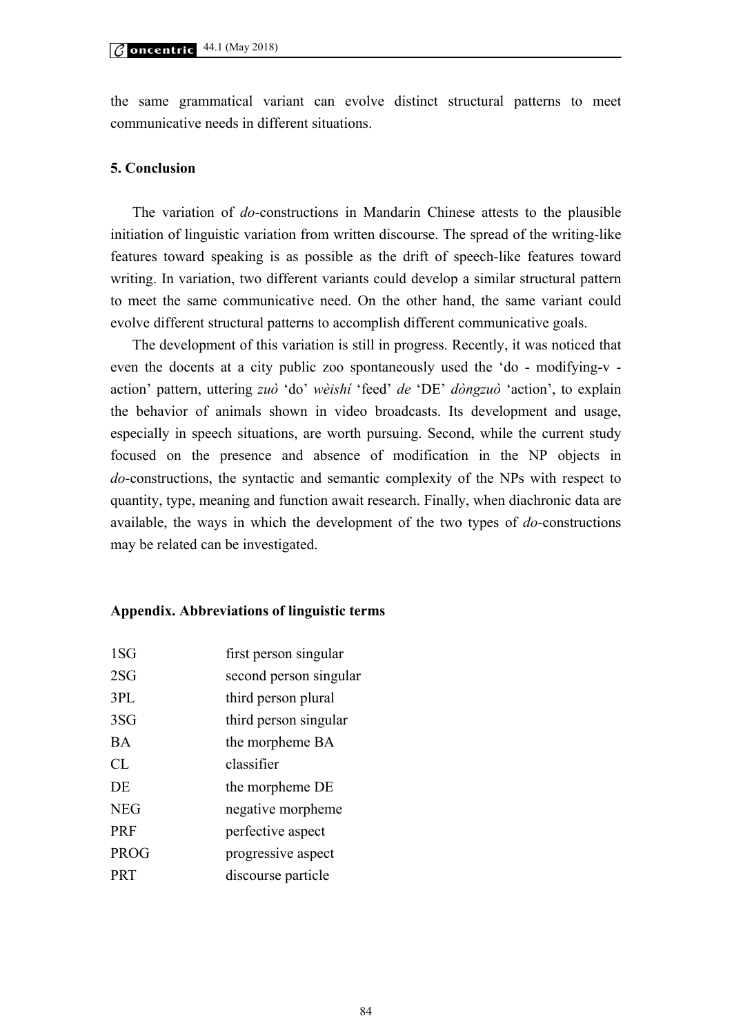the same grammatical variant can evolve distinct structural patterns to meet communicative needs in different situations.

## 5. Conclusion

The variation of *do*-constructions in Mandarin Chinese attests to the plausible initiation of linguistic variation from written discourse. The spread of the writing-like features toward speaking is as possible as the drift of speech-like features toward writing. In variation, two different variants could develop a similar structural pattern to meet the same communicative need. On the other hand, the same variant could evolve different structural patterns to accomplish different communicative goals.

The development of this variation is still in progress. Recently, it was noticed that even the docents at a city public zoo spontaneously used the 'do - modifying-v - action' pattern, uttering *zuò* 'do' *wèishí* 'feed' *de* 'DE' *dòngzuò* 'action', to explain the behavior of animals shown in video broadcasts. Its development and usage, especially in speech situations, are worth pursuing. Second, while the current study focused on the presence and absence of modification in the NP objects in *do*-constructions, the syntactic and semantic complexity of the NPs with respect to quantity, type, meaning and function await research. Finally, when diachronic data are available, the ways in which the development of the two types of *do*-constructions may be related can be investigated.

## Appendix. Abbreviations of linguistic terms

| | |
|---|---|
| 1SG | first person singular |
| 2SG | second person singular |
| 3PL | third person plural |
| 3SG | third person singular |
| BA | the morpheme BA |
| CL | classifier |
| DE | the morpheme DE |
| NEG | negative morpheme |
| PRF | perfective aspect |
| PROG | progressive aspect |
| PRT | discourse particle |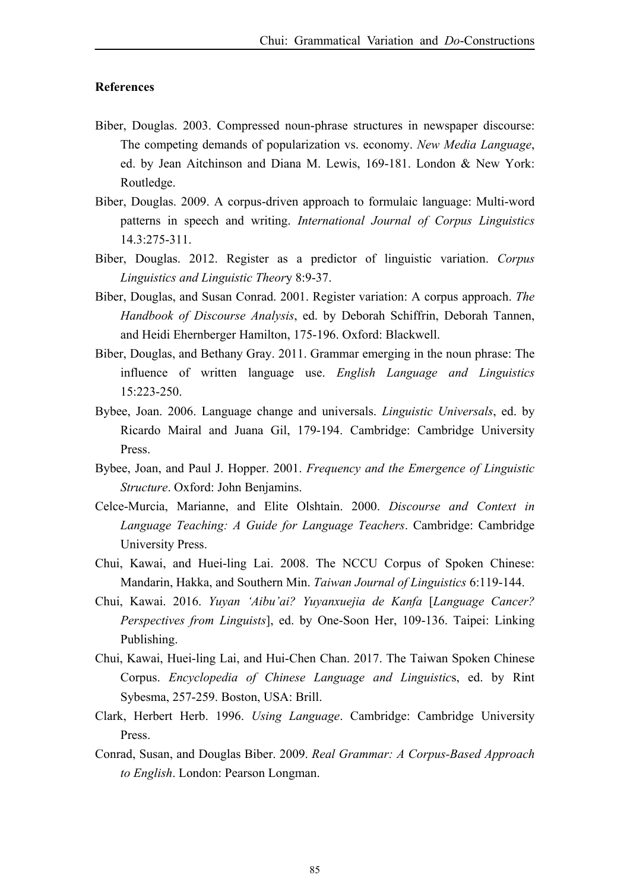**References**

Biber, Douglas. 2003. Compressed noun-phrase structures in newspaper discourse: The competing demands of popularization vs. economy. *New Media Language*, ed. by Jean Aitchinson and Diana M. Lewis, 169-181. London & New York: Routledge.

Biber, Douglas. 2009. A corpus-driven approach to formulaic language: Multi-word patterns in speech and writing. *International Journal of Corpus Linguistics* 14.3:275-311.

Biber, Douglas. 2012. Register as a predictor of linguistic variation. *Corpus Linguistics and Linguistic Theor*y 8:9-37.

Biber, Douglas, and Susan Conrad. 2001. Register variation: A corpus approach. *The Handbook of Discourse Analysis*, ed. by Deborah Schiffrin, Deborah Tannen, and Heidi Ehernberger Hamilton, 175-196. Oxford: Blackwell.

Biber, Douglas, and Bethany Gray. 2011. Grammar emerging in the noun phrase: The influence of written language use. *English Language and Linguistics* 15:223-250.

Bybee, Joan. 2006. Language change and universals. *Linguistic Universals*, ed. by Ricardo Mairal and Juana Gil, 179-194. Cambridge: Cambridge University Press.

Bybee, Joan, and Paul J. Hopper. 2001. *Frequency and the Emergence of Linguistic Structure*. Oxford: John Benjamins.

Celce-Murcia, Marianne, and Elite Olshtain. 2000. *Discourse and Context in Language Teaching: A Guide for Language Teachers*. Cambridge: Cambridge University Press.

Chui, Kawai, and Huei-ling Lai. 2008. The NCCU Corpus of Spoken Chinese: Mandarin, Hakka, and Southern Min. *Taiwan Journal of Linguistics* 6:119-144.

Chui, Kawai. 2016. *Yuyan 'Aibu'ai? Yuyanxuejia de Kanfa* [*Language Cancer? Perspectives from Linguists*], ed. by One-Soon Her, 109-136. Taipei: Linking Publishing.

Chui, Kawai, Huei-ling Lai, and Hui-Chen Chan. 2017. The Taiwan Spoken Chinese Corpus. *Encyclopedia of Chinese Language and Linguistic*s, ed. by Rint Sybesma, 257-259. Boston, USA: Brill.

Clark, Herbert Herb. 1996. *Using Language*. Cambridge: Cambridge University Press.

Conrad, Susan, and Douglas Biber. 2009. *Real Grammar: A Corpus-Based Approach to English*. London: Pearson Longman.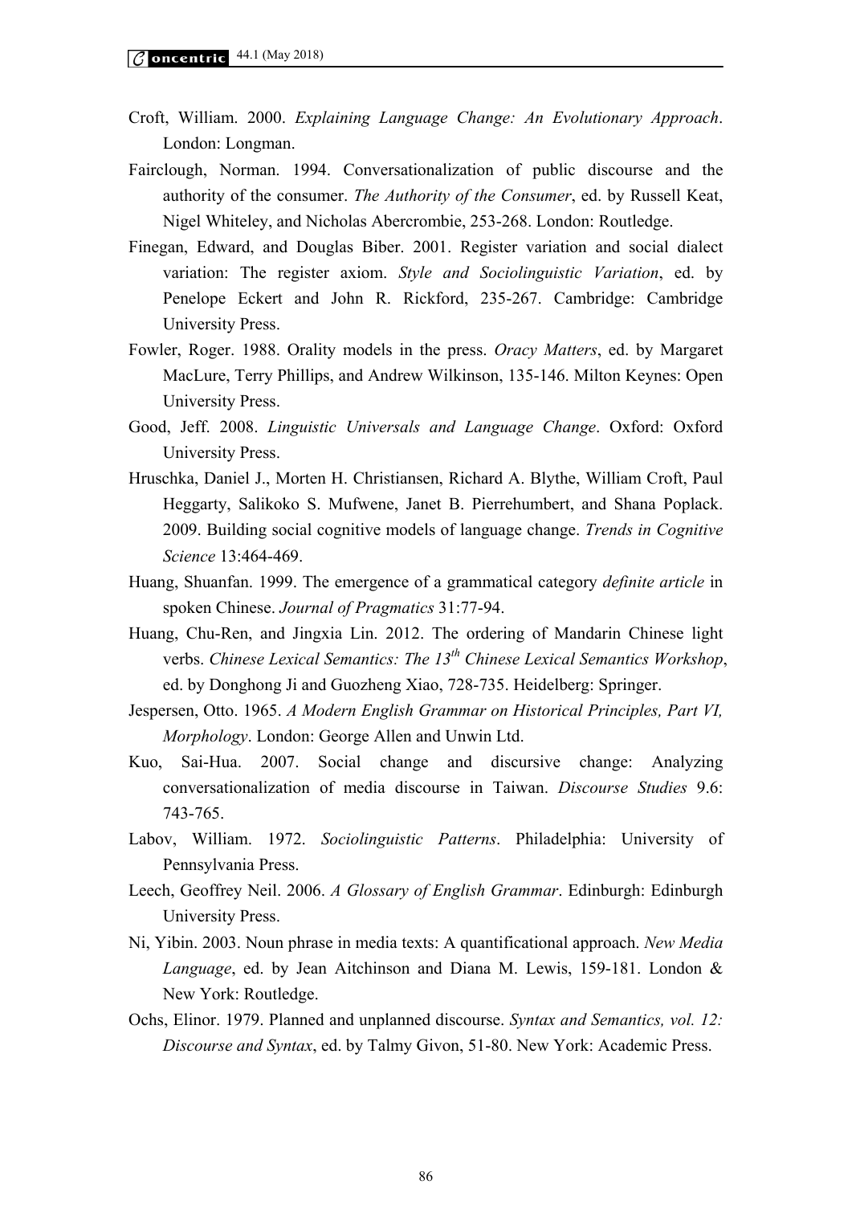Croft, William. 2000. *Explaining Language Change: An Evolutionary Approach*. London: Longman.

Fairclough, Norman. 1994. Conversationalization of public discourse and the authority of the consumer. *The Authority of the Consumer*, ed. by Russell Keat, Nigel Whiteley, and Nicholas Abercrombie, 253-268. London: Routledge.

Finegan, Edward, and Douglas Biber. 2001. Register variation and social dialect variation: The register axiom. *Style and Sociolinguistic Variation*, ed. by Penelope Eckert and John R. Rickford, 235-267. Cambridge: Cambridge University Press.

Fowler, Roger. 1988. Orality models in the press. *Oracy Matters*, ed. by Margaret MacLure, Terry Phillips, and Andrew Wilkinson, 135-146. Milton Keynes: Open University Press.

Good, Jeff. 2008. *Linguistic Universals and Language Change*. Oxford: Oxford University Press.

Hruschka, Daniel J., Morten H. Christiansen, Richard A. Blythe, William Croft, Paul Heggarty, Salikoko S. Mufwene, Janet B. Pierrehumbert, and Shana Poplack. 2009. Building social cognitive models of language change. *Trends in Cognitive Science* 13:464-469.

Huang, Shuanfan. 1999. The emergence of a grammatical category *definite article* in spoken Chinese. *Journal of Pragmatics* 31:77-94.

Huang, Chu-Ren, and Jingxia Lin. 2012. The ordering of Mandarin Chinese light verbs. *Chinese Lexical Semantics: The 13th Chinese Lexical Semantics Workshop*, ed. by Donghong Ji and Guozheng Xiao, 728-735. Heidelberg: Springer.

Jespersen, Otto. 1965. *A Modern English Grammar on Historical Principles, Part VI, Morphology*. London: George Allen and Unwin Ltd.

Kuo, Sai-Hua. 2007. Social change and discursive change: Analyzing conversationalization of media discourse in Taiwan. *Discourse Studies* 9.6: 743-765.

Labov, William. 1972. *Sociolinguistic Patterns*. Philadelphia: University of Pennsylvania Press.

Leech, Geoffrey Neil. 2006. *A Glossary of English Grammar*. Edinburgh: Edinburgh University Press.

Ni, Yibin. 2003. Noun phrase in media texts: A quantificational approach. *New Media Language*, ed. by Jean Aitchinson and Diana M. Lewis, 159-181. London & New York: Routledge.

Ochs, Elinor. 1979. Planned and unplanned discourse. *Syntax and Semantics, vol. 12: Discourse and Syntax*, ed. by Talmy Givon, 51-80. New York: Academic Press.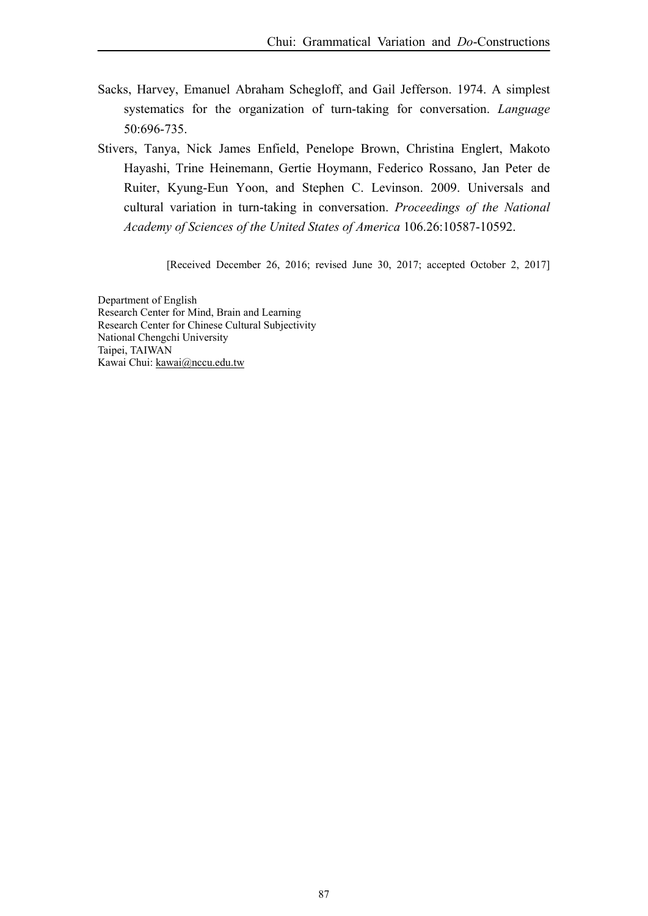Sacks, Harvey, Emanuel Abraham Schegloff, and Gail Jefferson. 1974. A simplest systematics for the organization of turn-taking for conversation. *Language* 50:696-735.

Stivers, Tanya, Nick James Enfield, Penelope Brown, Christina Englert, Makoto Hayashi, Trine Heinemann, Gertie Hoymann, Federico Rossano, Jan Peter de Ruiter, Kyung-Eun Yoon, and Stephen C. Levinson. 2009. Universals and cultural variation in turn-taking in conversation. *Proceedings of the National Academy of Sciences of the United States of America* 106.26:10587-10592.

[Received December 26, 2016; revised June 30, 2017; accepted October 2, 2017]

Department of English
Research Center for Mind, Brain and Learning
Research Center for Chinese Cultural Subjectivity
National Chengchi University
Taipei, TAIWAN
Kawai Chui: kawai@nccu.edu.tw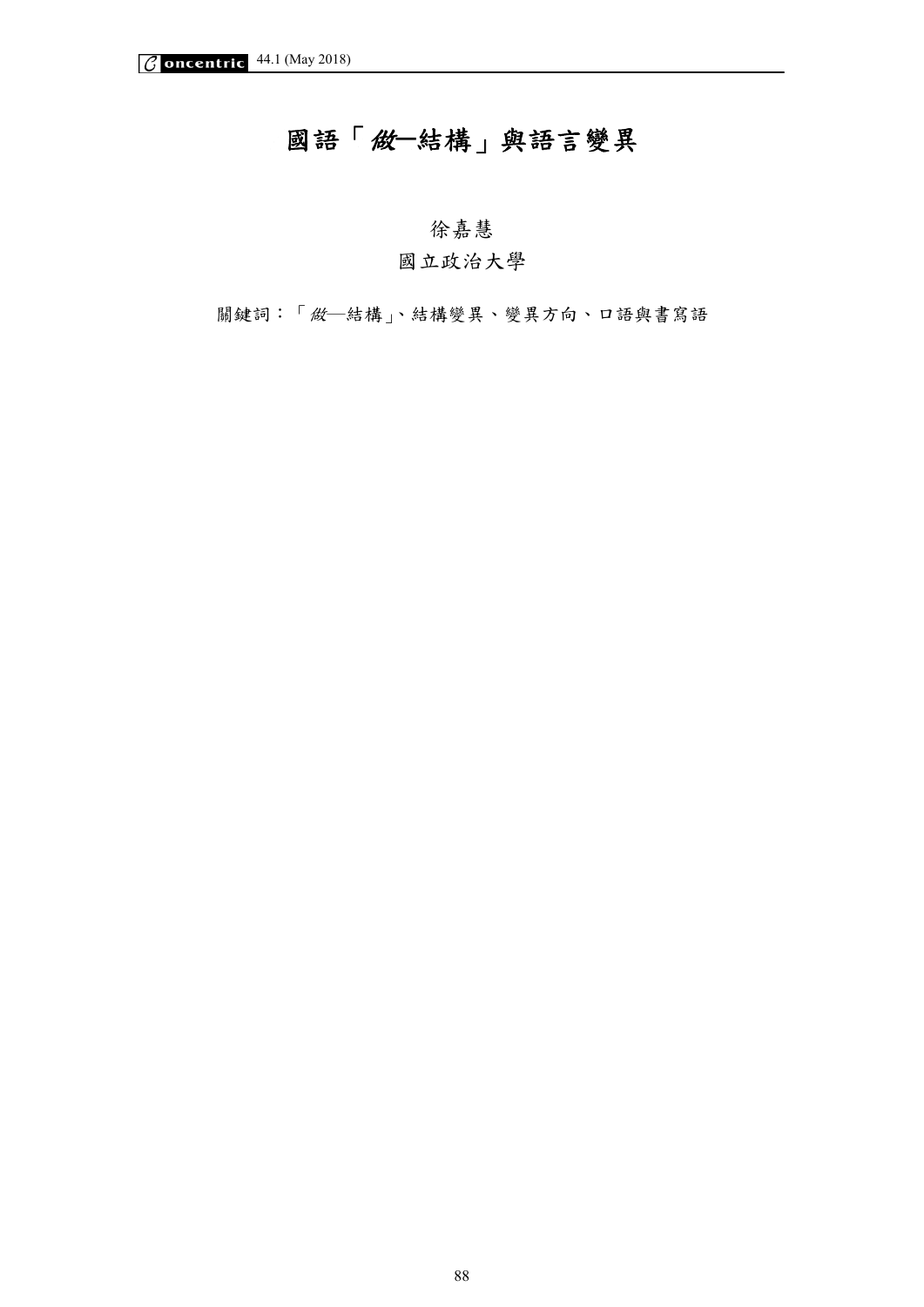# 國語「*做*—結構」與語言變異

徐嘉慧

國立政治大學

關鍵詞：「*做*—結構」、結構變異、變異方向、口語與書寫語